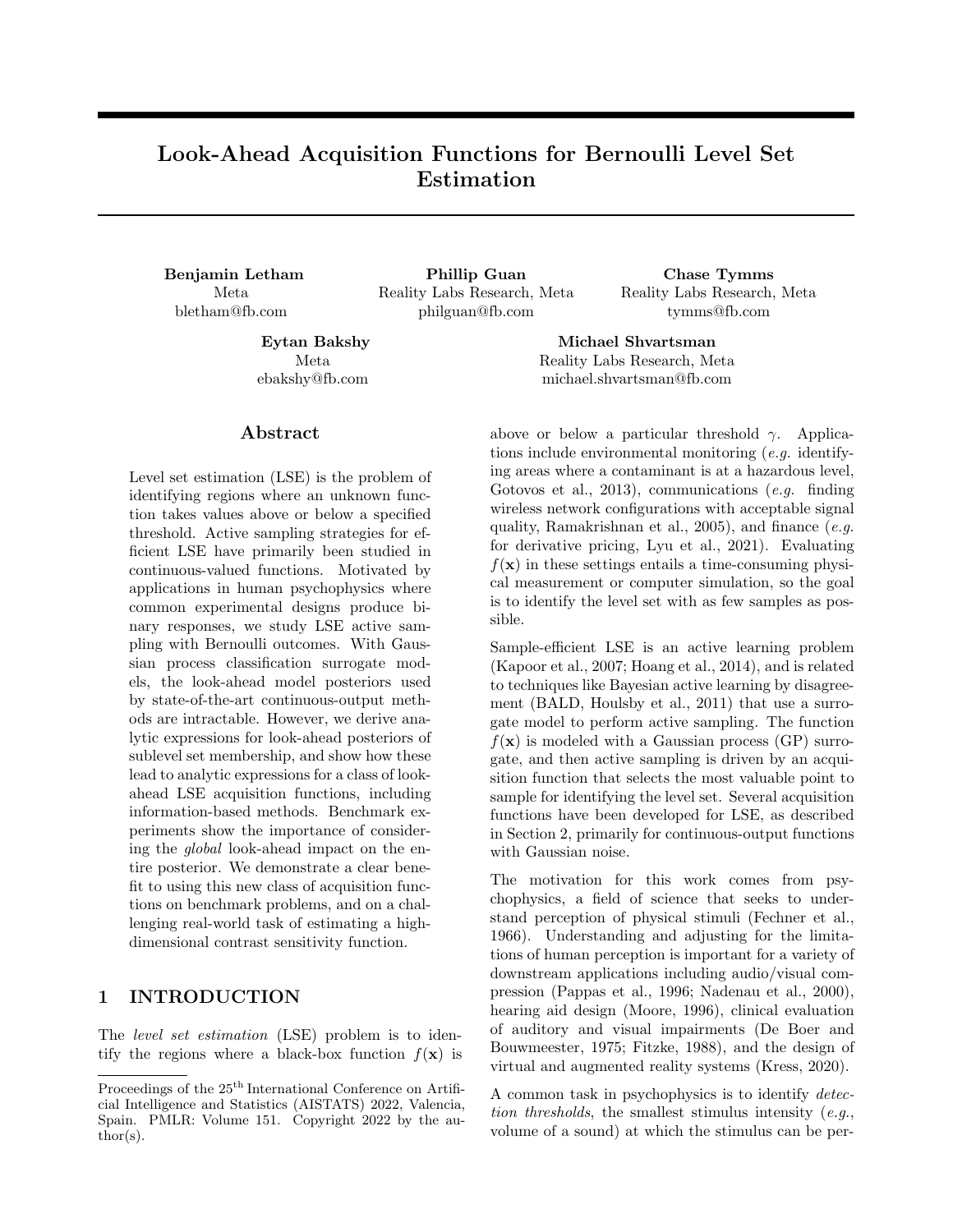# Look-Ahead Acquisition Functions for Bernoulli Level Set Estimation

**Benjamin Letham**
Meta
bletham@fb.com

**Phillip Guan**
Reality Labs Research, Meta
philguan@fb.com

**Chase Tymms**
Reality Labs Research, Meta
tymms@fb.com

**Eytan Bakshy**
Meta
ebakshy@fb.com

**Michael Shvartsman**
Reality Labs Research, Meta
michael.shvartsman@fb.com

## Abstract

Level set estimation (LSE) is the problem of identifying regions where an unknown function takes values above or below a specified threshold. Active sampling strategies for efficient LSE have primarily been studied in continuous-valued functions. Motivated by applications in human psychophysics where common experimental designs produce binary responses, we study LSE active sampling with Bernoulli outcomes. With Gaussian process classification surrogate models, the look-ahead model posteriors used by state-of-the-art continuous-output methods are intractable. However, we derive analytic expressions for look-ahead posteriors of sublevel set membership, and show how these lead to analytic expressions for a class of look-ahead LSE acquisition functions, including information-based methods. Benchmark experiments show the importance of considering the *global* look-ahead impact on the entire posterior. We demonstrate a clear benefit to using this new class of acquisition functions on benchmark problems, and on a challenging real-world task of estimating a high-dimensional contrast sensitivity function.

## 1 INTRODUCTION

The *level set estimation* (LSE) problem is to identify the regions where a black-box function $f(\mathbf{x})$ is above or below a particular threshold $\gamma$. Applications include environmental monitoring (*e.g.* identifying areas where a contaminant is at a hazardous level, Gotovos et al., 2013), communications (*e.g.* finding wireless network configurations with acceptable signal quality, Ramakrishnan et al., 2005), and finance (*e.g.* for derivative pricing, Lyu et al., 2021). Evaluating $f(\mathbf{x})$ in these settings entails a time-consuming physical measurement or computer simulation, so the goal is to identify the level set with as few samples as possible.

Sample-efficient LSE is an active learning problem (Kapoor et al., 2007; Hoang et al., 2014), and is related to techniques like Bayesian active learning by disagreement (BALD, Houlsby et al., 2011) that use a surrogate model to perform active sampling. The function $f(\mathbf{x})$ is modeled with a Gaussian process (GP) surrogate, and then active sampling is driven by an acquisition function that selects the most valuable point to sample for identifying the level set. Several acquisition functions have been developed for LSE, as described in Section 2, primarily for continuous-output functions with Gaussian noise.

The motivation for this work comes from psychophysics, a field of science that seeks to understand perception of physical stimuli (Fechner et al., 1966). Understanding and adjusting for the limitations of human perception is important for a variety of downstream applications including audio/visual compression (Pappas et al., 1996; Nadenau et al., 2000), hearing aid design (Moore, 1996), clinical evaluation of auditory and visual impairments (De Boer and Bouwmeester, 1975; Fitzke, 1988), and the design of virtual and augmented reality systems (Kress, 2020).

A common task in psychophysics is to identify *detection thresholds*, the smallest stimulus intensity (*e.g.*, volume of a sound) at which the stimulus can be per-

Proceedings of the 25[th] International Conference on Artificial Intelligence and Statistics (AISTATS) 2022, Valencia, Spain. PMLR: Volume 151. Copyright 2022 by the author(s).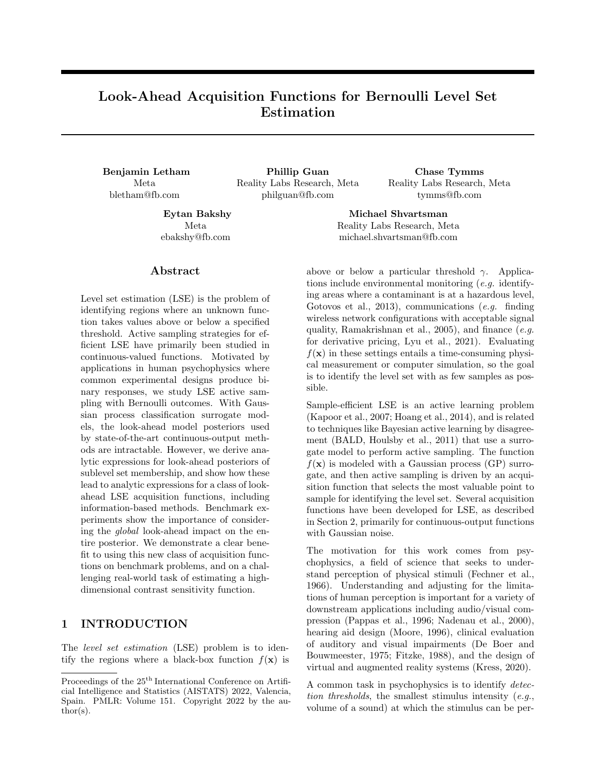# Look-Ahead Acquisition Functions for Bernoulli Level Set Estimation

**Benjamin Letham**
Meta
bletham@fb.com

**Phillip Guan**
Reality Labs Research, Meta
philguan@fb.com

**Chase Tymms**
Reality Labs Research, Meta
tymms@fb.com

**Eytan Bakshy**
Meta
ebakshy@fb.com

**Michael Shvartsman**
Reality Labs Research, Meta
michael.shvartsman@fb.com

## Abstract

Level set estimation (LSE) is the problem of identifying regions where an unknown function takes values above or below a specified threshold. Active sampling strategies for efficient LSE have primarily been studied in continuous-valued functions. Motivated by applications in human psychophysics where common experimental designs produce binary responses, we study LSE active sampling with Bernoulli outcomes. With Gaussian process classification surrogate models, the look-ahead model posteriors used by state-of-the-art continuous-output methods are intractable. However, we derive analytic expressions for look-ahead posteriors of sublevel set membership, and show how these lead to analytic expressions for a class of look-ahead LSE acquisition functions, including information-based methods. Benchmark experiments show the importance of considering the *global* look-ahead impact on the entire posterior. We demonstrate a clear benefit to using this new class of acquisition functions on benchmark problems, and on a challenging real-world task of estimating a high-dimensional contrast sensitivity function.

## 1 INTRODUCTION

The *level set estimation* (LSE) problem is to identify the regions where a black-box function $f(\mathbf{x})$ is above or below a particular threshold $\gamma$. Applications include environmental monitoring (*e.g.* identifying areas where a contaminant is at a hazardous level, Gotovos et al., 2013), communications (*e.g.* finding wireless network configurations with acceptable signal quality, Ramakrishnan et al., 2005), and finance (*e.g.* for derivative pricing, Lyu et al., 2021). Evaluating $f(\mathbf{x})$ in these settings entails a time-consuming physical measurement or computer simulation, so the goal is to identify the level set with as few samples as possible.

Sample-efficient LSE is an active learning problem (Kapoor et al., 2007; Hoang et al., 2014), and is related to techniques like Bayesian active learning by disagreement (BALD, Houlsby et al., 2011) that use a surrogate model to perform active sampling. The function $f(\mathbf{x})$ is modeled with a Gaussian process (GP) surrogate, and then active sampling is driven by an acquisition function that selects the most valuable point to sample for identifying the level set. Several acquisition functions have been developed for LSE, as described in Section 2, primarily for continuous-output functions with Gaussian noise.

The motivation for this work comes from psychophysics, a field of science that seeks to understand perception of physical stimuli (Fechner et al., 1966). Understanding and adjusting for the limitations of human perception is important for a variety of downstream applications including audio/visual compression (Pappas et al., 1996; Nadenau et al., 2000), hearing aid design (Moore, 1996), clinical evaluation of auditory and visual impairments (De Boer and Bouwmeester, 1975; Fitzke, 1988), and the design of virtual and augmented reality systems (Kress, 2020).

A common task in psychophysics is to identify *detection thresholds*, the smallest stimulus intensity (*e.g.*, volume of a sound) at which the stimulus can be per-

Proceedings of the 25[th] International Conference on Artificial Intelligence and Statistics (AISTATS) 2022, Valencia, Spain. PMLR: Volume 151. Copyright 2022 by the author(s).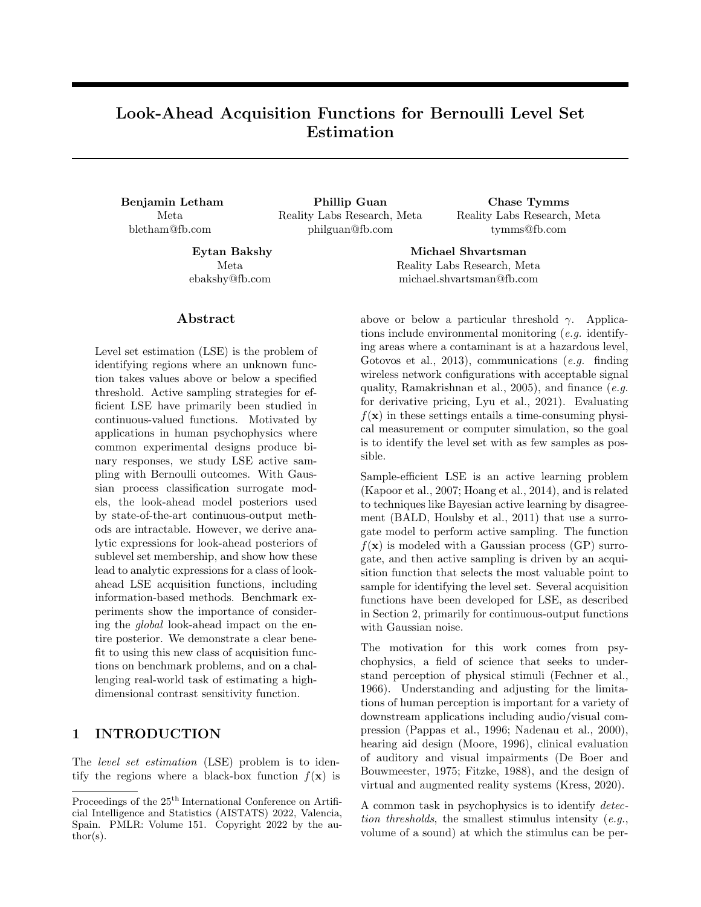# Look-Ahead Acquisition Functions for Bernoulli Level Set Estimation

**Benjamin Letham**
Meta
bletham@fb.com

**Phillip Guan**
Reality Labs Research, Meta
philguan@fb.com

**Chase Tymms**
Reality Labs Research, Meta
tymms@fb.com

**Eytan Bakshy**
Meta
ebakshy@fb.com

**Michael Shvartsman**
Reality Labs Research, Meta
michael.shvartsman@fb.com

## Abstract

Level set estimation (LSE) is the problem of identifying regions where an unknown function takes values above or below a specified threshold. Active sampling strategies for efficient LSE have primarily been studied in continuous-valued functions. Motivated by applications in human psychophysics where common experimental designs produce binary responses, we study LSE active sampling with Bernoulli outcomes. With Gaussian process classification surrogate models, the look-ahead model posteriors used by state-of-the-art continuous-output methods are intractable. However, we derive analytic expressions for look-ahead posteriors of sublevel set membership, and show how these lead to analytic expressions for a class of look-ahead LSE acquisition functions, including information-based methods. Benchmark experiments show the importance of considering the *global* look-ahead impact on the entire posterior. We demonstrate a clear benefit to using this new class of acquisition functions on benchmark problems, and on a challenging real-world task of estimating a high-dimensional contrast sensitivity function.

## 1 INTRODUCTION

The *level set estimation* (LSE) problem is to identify the regions where a black-box function $f(\mathbf{x})$ is above or below a particular threshold $\gamma$. Applications include environmental monitoring (*e.g.* identifying areas where a contaminant is at a hazardous level, Gotovos et al., 2013), communications (*e.g.* finding wireless network configurations with acceptable signal quality, Ramakrishnan et al., 2005), and finance (*e.g.* for derivative pricing, Lyu et al., 2021). Evaluating $f(\mathbf{x})$ in these settings entails a time-consuming physical measurement or computer simulation, so the goal is to identify the level set with as few samples as possible.

Sample-efficient LSE is an active learning problem (Kapoor et al., 2007; Hoang et al., 2014), and is related to techniques like Bayesian active learning by disagreement (BALD, Houlsby et al., 2011) that use a surrogate model to perform active sampling. The function $f(\mathbf{x})$ is modeled with a Gaussian process (GP) surrogate, and then active sampling is driven by an acquisition function that selects the most valuable point to sample for identifying the level set. Several acquisition functions have been developed for LSE, as described in Section 2, primarily for continuous-output functions with Gaussian noise.

The motivation for this work comes from psychophysics, a field of science that seeks to understand perception of physical stimuli (Fechner et al., 1966). Understanding and adjusting for the limitations of human perception is important for a variety of downstream applications including audio/visual compression (Pappas et al., 1996; Nadenau et al., 2000), hearing aid design (Moore, 1996), clinical evaluation of auditory and visual impairments (De Boer and Bouwmeester, 1975; Fitzke, 1988), and the design of virtual and augmented reality systems (Kress, 2020).

A common task in psychophysics is to identify *detection thresholds*, the smallest stimulus intensity (*e.g.*, volume of a sound) at which the stimulus can be per-

Proceedings of the 25[th] International Conference on Artificial Intelligence and Statistics (AISTATS) 2022, Valencia, Spain. PMLR: Volume 151. Copyright 2022 by the author(s).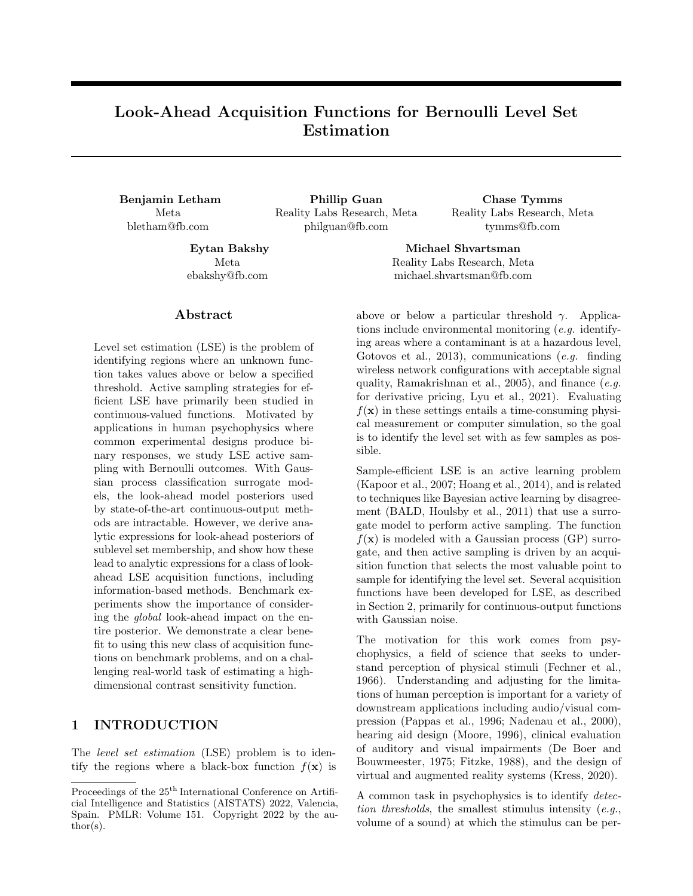# Look-Ahead Acquisition Functions for Bernoulli Level Set Estimation

**Benjamin Letham**
Meta
bletham@fb.com

**Phillip Guan**
Reality Labs Research, Meta
philguan@fb.com

**Chase Tymms**
Reality Labs Research, Meta
tymms@fb.com

**Eytan Bakshy**
Meta
ebakshy@fb.com

**Michael Shvartsman**
Reality Labs Research, Meta
michael.shvartsman@fb.com

## Abstract

Level set estimation (LSE) is the problem of identifying regions where an unknown function takes values above or below a specified threshold. Active sampling strategies for efficient LSE have primarily been studied in continuous-valued functions. Motivated by applications in human psychophysics where common experimental designs produce binary responses, we study LSE active sampling with Bernoulli outcomes. With Gaussian process classification surrogate models, the look-ahead model posteriors used by state-of-the-art continuous-output methods are intractable. However, we derive analytic expressions for look-ahead posteriors of sublevel set membership, and show how these lead to analytic expressions for a class of look-ahead LSE acquisition functions, including information-based methods. Benchmark experiments show the importance of considering the *global* look-ahead impact on the entire posterior. We demonstrate a clear benefit to using this new class of acquisition functions on benchmark problems, and on a challenging real-world task of estimating a high-dimensional contrast sensitivity function.

## 1 INTRODUCTION

The *level set estimation* (LSE) problem is to identify the regions where a black-box function $f(\mathbf{x})$ is above or below a particular threshold $\gamma$. Applications include environmental monitoring (*e.g.* identifying areas where a contaminant is at a hazardous level, Gotovos et al., 2013), communications (*e.g.* finding wireless network configurations with acceptable signal quality, Ramakrishnan et al., 2005), and finance (*e.g.* for derivative pricing, Lyu et al., 2021). Evaluating $f(\mathbf{x})$ in these settings entails a time-consuming physical measurement or computer simulation, so the goal is to identify the level set with as few samples as possible.

Sample-efficient LSE is an active learning problem (Kapoor et al., 2007; Hoang et al., 2014), and is related to techniques like Bayesian active learning by disagreement (BALD, Houlsby et al., 2011) that use a surrogate model to perform active sampling. The function $f(\mathbf{x})$ is modeled with a Gaussian process (GP) surrogate, and then active sampling is driven by an acquisition function that selects the most valuable point to sample for identifying the level set. Several acquisition functions have been developed for LSE, as described in Section 2, primarily for continuous-output functions with Gaussian noise.

The motivation for this work comes from psychophysics, a field of science that seeks to understand perception of physical stimuli (Fechner et al., 1966). Understanding and adjusting for the limitations of human perception is important for a variety of downstream applications including audio/visual compression (Pappas et al., 1996; Nadenau et al., 2000), hearing aid design (Moore, 1996), clinical evaluation of auditory and visual impairments (De Boer and Bouwmeester, 1975; Fitzke, 1988), and the design of virtual and augmented reality systems (Kress, 2020).

A common task in psychophysics is to identify *detection thresholds*, the smallest stimulus intensity (*e.g.*, volume of a sound) at which the stimulus can be per-

Proceedings of the 25[th] International Conference on Artificial Intelligence and Statistics (AISTATS) 2022, Valencia, Spain. PMLR: Volume 151. Copyright 2022 by the author(s).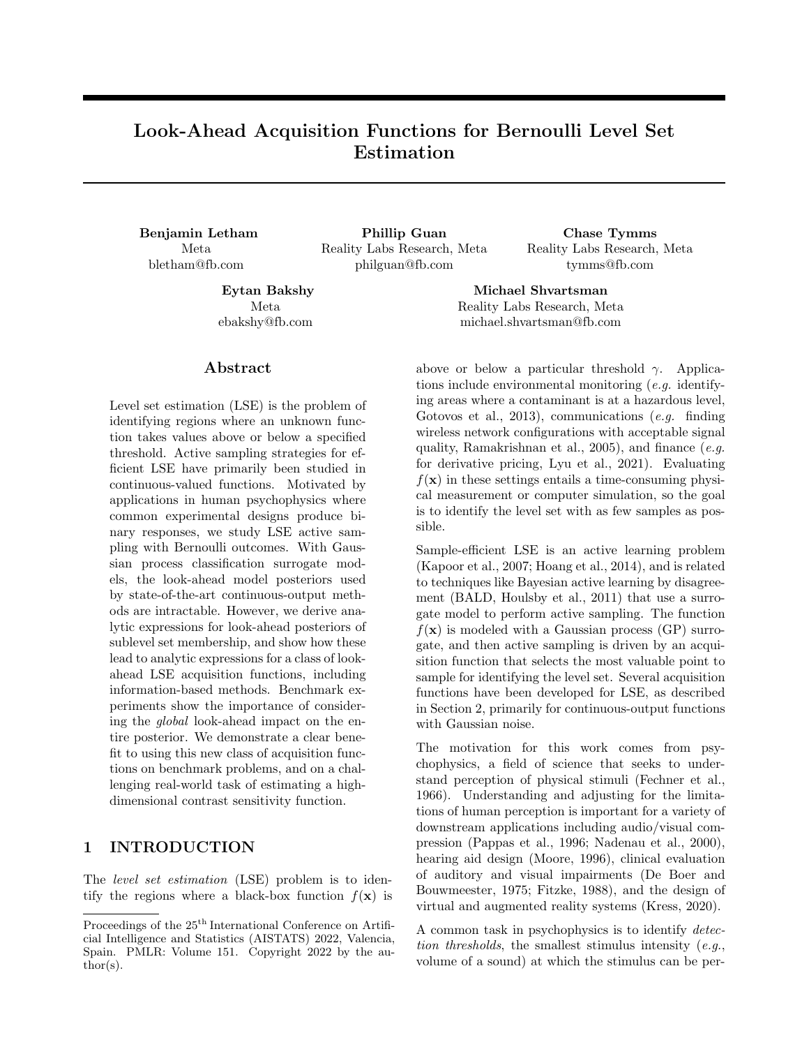# Look-Ahead Acquisition Functions for Bernoulli Level Set Estimation

**Benjamin Letham**
Meta
bletham@fb.com

**Phillip Guan**
Reality Labs Research, Meta
philguan@fb.com

**Chase Tymms**
Reality Labs Research, Meta
tymms@fb.com

**Eytan Bakshy**
Meta
ebakshy@fb.com

**Michael Shvartsman**
Reality Labs Research, Meta
michael.shvartsman@fb.com

## Abstract

Level set estimation (LSE) is the problem of identifying regions where an unknown function takes values above or below a specified threshold. Active sampling strategies for efficient LSE have primarily been studied in continuous-valued functions. Motivated by applications in human psychophysics where common experimental designs produce binary responses, we study LSE active sampling with Bernoulli outcomes. With Gaussian process classification surrogate models, the look-ahead model posteriors used by state-of-the-art continuous-output methods are intractable. However, we derive analytic expressions for look-ahead posteriors of sublevel set membership, and show how these lead to analytic expressions for a class of look-ahead LSE acquisition functions, including information-based methods. Benchmark experiments show the importance of considering the *global* look-ahead impact on the entire posterior. We demonstrate a clear benefit to using this new class of acquisition functions on benchmark problems, and on a challenging real-world task of estimating a high-dimensional contrast sensitivity function.

## 1 INTRODUCTION

The *level set estimation* (LSE) problem is to identify the regions where a black-box function $f(\mathbf{x})$ is above or below a particular threshold $\gamma$. Applications include environmental monitoring (*e.g.* identifying areas where a contaminant is at a hazardous level, Gotovos et al., 2013), communications (*e.g.* finding wireless network configurations with acceptable signal quality, Ramakrishnan et al., 2005), and finance (*e.g.* for derivative pricing, Lyu et al., 2021). Evaluating $f(\mathbf{x})$ in these settings entails a time-consuming physical measurement or computer simulation, so the goal is to identify the level set with as few samples as possible.

Sample-efficient LSE is an active learning problem (Kapoor et al., 2007; Hoang et al., 2014), and is related to techniques like Bayesian active learning by disagreement (BALD, Houlsby et al., 2011) that use a surrogate model to perform active sampling. The function $f(\mathbf{x})$ is modeled with a Gaussian process (GP) surrogate, and then active sampling is driven by an acquisition function that selects the most valuable point to sample for identifying the level set. Several acquisition functions have been developed for LSE, as described in Section 2, primarily for continuous-output functions with Gaussian noise.

The motivation for this work comes from psychophysics, a field of science that seeks to understand perception of physical stimuli (Fechner et al., 1966). Understanding and adjusting for the limitations of human perception is important for a variety of downstream applications including audio/visual compression (Pappas et al., 1996; Nadenau et al., 2000), hearing aid design (Moore, 1996), clinical evaluation of auditory and visual impairments (De Boer and Bouwmeester, 1975; Fitzke, 1988), and the design of virtual and augmented reality systems (Kress, 2020).

A common task in psychophysics is to identify *detection thresholds*, the smallest stimulus intensity (*e.g.*, volume of a sound) at which the stimulus can be per-

Proceedings of the 25[th] International Conference on Artificial Intelligence and Statistics (AISTATS) 2022, Valencia, Spain. PMLR: Volume 151. Copyright 2022 by the author(s).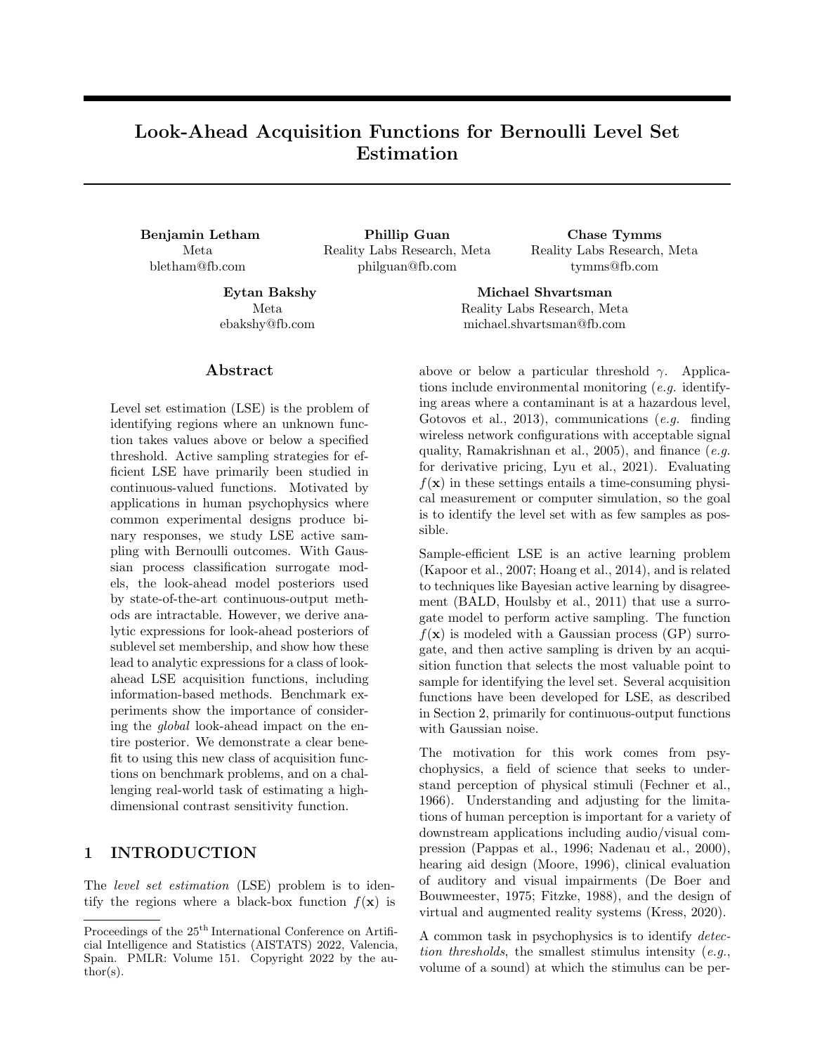# Look-Ahead Acquisition Functions for Bernoulli Level Set Estimation

**Benjamin Letham**
Meta
bletham@fb.com

**Phillip Guan**
Reality Labs Research, Meta
philguan@fb.com

**Chase Tymms**
Reality Labs Research, Meta
tymms@fb.com

**Eytan Bakshy**
Meta
ebakshy@fb.com

**Michael Shvartsman**
Reality Labs Research, Meta
michael.shvartsman@fb.com

## Abstract

Level set estimation (LSE) is the problem of identifying regions where an unknown function takes values above or below a specified threshold. Active sampling strategies for efficient LSE have primarily been studied in continuous-valued functions. Motivated by applications in human psychophysics where common experimental designs produce binary responses, we study LSE active sampling with Bernoulli outcomes. With Gaussian process classification surrogate models, the look-ahead model posteriors used by state-of-the-art continuous-output methods are intractable. However, we derive analytic expressions for look-ahead posteriors of sublevel set membership, and show how these lead to analytic expressions for a class of look-ahead LSE acquisition functions, including information-based methods. Benchmark experiments show the importance of considering the *global* look-ahead impact on the entire posterior. We demonstrate a clear benefit to using this new class of acquisition functions on benchmark problems, and on a challenging real-world task of estimating a high-dimensional contrast sensitivity function.

## 1 INTRODUCTION

The *level set estimation* (LSE) problem is to identify the regions where a black-box function $f(\mathbf{x})$ is above or below a particular threshold $\gamma$. Applications include environmental monitoring (*e.g.* identifying areas where a contaminant is at a hazardous level, Gotovos et al., 2013), communications (*e.g.* finding wireless network configurations with acceptable signal quality, Ramakrishnan et al., 2005), and finance (*e.g.* for derivative pricing, Lyu et al., 2021). Evaluating $f(\mathbf{x})$ in these settings entails a time-consuming physical measurement or computer simulation, so the goal is to identify the level set with as few samples as possible.

Sample-efficient LSE is an active learning problem (Kapoor et al., 2007; Hoang et al., 2014), and is related to techniques like Bayesian active learning by disagreement (BALD, Houlsby et al., 2011) that use a surrogate model to perform active sampling. The function $f(\mathbf{x})$ is modeled with a Gaussian process (GP) surrogate, and then active sampling is driven by an acquisition function that selects the most valuable point to sample for identifying the level set. Several acquisition functions have been developed for LSE, as described in Section 2, primarily for continuous-output functions with Gaussian noise.

The motivation for this work comes from psychophysics, a field of science that seeks to understand perception of physical stimuli (Fechner et al., 1966). Understanding and adjusting for the limitations of human perception is important for a variety of downstream applications including audio/visual compression (Pappas et al., 1996; Nadenau et al., 2000), hearing aid design (Moore, 1996), clinical evaluation of auditory and visual impairments (De Boer and Bouwmeester, 1975; Fitzke, 1988), and the design of virtual and augmented reality systems (Kress, 2020).

A common task in psychophysics is to identify *detection thresholds*, the smallest stimulus intensity (*e.g.*, volume of a sound) at which the stimulus can be per-

Proceedings of the 25[th] International Conference on Artificial Intelligence and Statistics (AISTATS) 2022, Valencia, Spain. PMLR: Volume 151. Copyright 2022 by the author(s).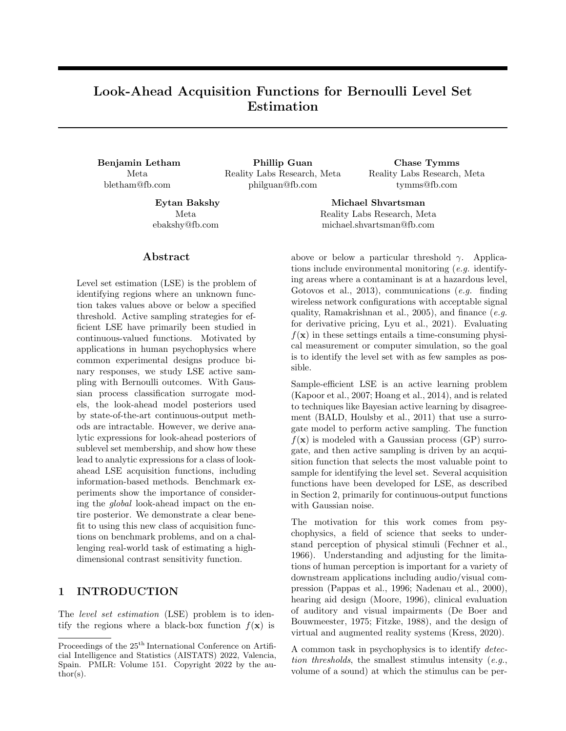# Look-Ahead Acquisition Functions for Bernoulli Level Set Estimation

**Benjamin Letham**
Meta
bletham@fb.com

**Phillip Guan**
Reality Labs Research, Meta
philguan@fb.com

**Chase Tymms**
Reality Labs Research, Meta
tymms@fb.com

**Eytan Bakshy**
Meta
ebakshy@fb.com

**Michael Shvartsman**
Reality Labs Research, Meta
michael.shvartsman@fb.com

## Abstract

Level set estimation (LSE) is the problem of identifying regions where an unknown function takes values above or below a specified threshold. Active sampling strategies for efficient LSE have primarily been studied in continuous-valued functions. Motivated by applications in human psychophysics where common experimental designs produce binary responses, we study LSE active sampling with Bernoulli outcomes. With Gaussian process classification surrogate models, the look-ahead model posteriors used by state-of-the-art continuous-output methods are intractable. However, we derive analytic expressions for look-ahead posteriors of sublevel set membership, and show how these lead to analytic expressions for a class of look-ahead LSE acquisition functions, including information-based methods. Benchmark experiments show the importance of considering the *global* look-ahead impact on the entire posterior. We demonstrate a clear benefit to using this new class of acquisition functions on benchmark problems, and on a challenging real-world task of estimating a high-dimensional contrast sensitivity function.

## 1 INTRODUCTION

The *level set estimation* (LSE) problem is to identify the regions where a black-box function $f(\mathbf{x})$ is above or below a particular threshold $\gamma$. Applications include environmental monitoring (*e.g.* identifying areas where a contaminant is at a hazardous level, Gotovos et al., 2013), communications (*e.g.* finding wireless network configurations with acceptable signal quality, Ramakrishnan et al., 2005), and finance (*e.g.* for derivative pricing, Lyu et al., 2021). Evaluating $f(\mathbf{x})$ in these settings entails a time-consuming physical measurement or computer simulation, so the goal is to identify the level set with as few samples as possible.

Sample-efficient LSE is an active learning problem (Kapoor et al., 2007; Hoang et al., 2014), and is related to techniques like Bayesian active learning by disagreement (BALD, Houlsby et al., 2011) that use a surrogate model to perform active sampling. The function $f(\mathbf{x})$ is modeled with a Gaussian process (GP) surrogate, and then active sampling is driven by an acquisition function that selects the most valuable point to sample for identifying the level set. Several acquisition functions have been developed for LSE, as described in Section 2, primarily for continuous-output functions with Gaussian noise.

The motivation for this work comes from psychophysics, a field of science that seeks to understand perception of physical stimuli (Fechner et al., 1966). Understanding and adjusting for the limitations of human perception is important for a variety of downstream applications including audio/visual compression (Pappas et al., 1996; Nadenau et al., 2000), hearing aid design (Moore, 1996), clinical evaluation of auditory and visual impairments (De Boer and Bouwmeester, 1975; Fitzke, 1988), and the design of virtual and augmented reality systems (Kress, 2020).

A common task in psychophysics is to identify *detection thresholds*, the smallest stimulus intensity (*e.g.*, volume of a sound) at which the stimulus can be per-

Proceedings of the 25[th] International Conference on Artificial Intelligence and Statistics (AISTATS) 2022, Valencia, Spain. PMLR: Volume 151. Copyright 2022 by the author(s).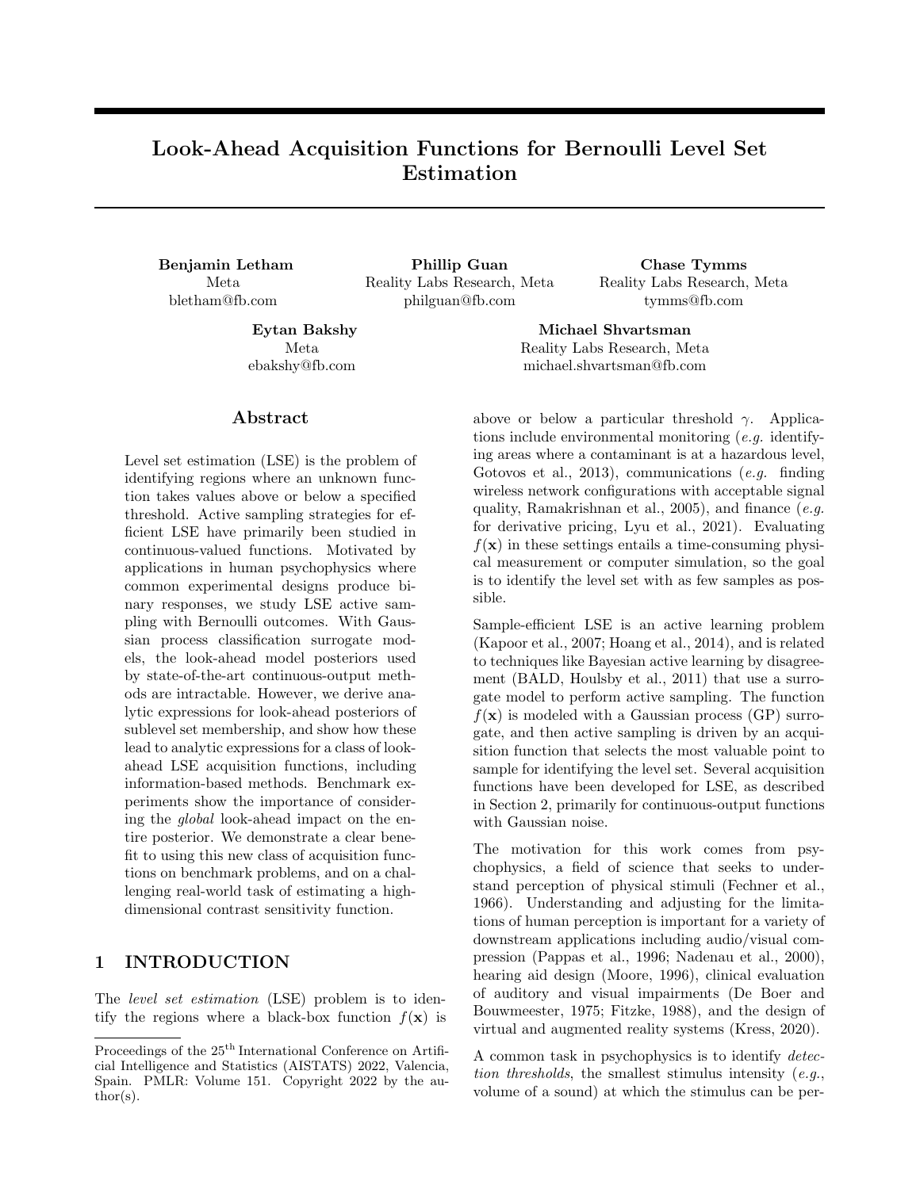# Look-Ahead Acquisition Functions for Bernoulli Level Set Estimation

**Benjamin Letham**
Meta
bletham@fb.com

**Phillip Guan**
Reality Labs Research, Meta
philguan@fb.com

**Chase Tymms**
Reality Labs Research, Meta
tymms@fb.com

**Eytan Bakshy**
Meta
ebakshy@fb.com

**Michael Shvartsman**
Reality Labs Research, Meta
michael.shvartsman@fb.com

## Abstract

Level set estimation (LSE) is the problem of identifying regions where an unknown function takes values above or below a specified threshold. Active sampling strategies for efficient LSE have primarily been studied in continuous-valued functions. Motivated by applications in human psychophysics where common experimental designs produce binary responses, we study LSE active sampling with Bernoulli outcomes. With Gaussian process classification surrogate models, the look-ahead model posteriors used by state-of-the-art continuous-output methods are intractable. However, we derive analytic expressions for look-ahead posteriors of sublevel set membership, and show how these lead to analytic expressions for a class of look-ahead LSE acquisition functions, including information-based methods. Benchmark experiments show the importance of considering the *global* look-ahead impact on the entire posterior. We demonstrate a clear benefit to using this new class of acquisition functions on benchmark problems, and on a challenging real-world task of estimating a high-dimensional contrast sensitivity function.

## 1 INTRODUCTION

The *level set estimation* (LSE) problem is to identify the regions where a black-box function $f(\mathbf{x})$ is above or below a particular threshold $\gamma$. Applications include environmental monitoring (*e.g.* identifying areas where a contaminant is at a hazardous level, Gotovos et al., 2013), communications (*e.g.* finding wireless network configurations with acceptable signal quality, Ramakrishnan et al., 2005), and finance (*e.g.* for derivative pricing, Lyu et al., 2021). Evaluating $f(\mathbf{x})$ in these settings entails a time-consuming physical measurement or computer simulation, so the goal is to identify the level set with as few samples as possible.

Sample-efficient LSE is an active learning problem (Kapoor et al., 2007; Hoang et al., 2014), and is related to techniques like Bayesian active learning by disagreement (BALD, Houlsby et al., 2011) that use a surrogate model to perform active sampling. The function $f(\mathbf{x})$ is modeled with a Gaussian process (GP) surrogate, and then active sampling is driven by an acquisition function that selects the most valuable point to sample for identifying the level set. Several acquisition functions have been developed for LSE, as described in Section 2, primarily for continuous-output functions with Gaussian noise.

The motivation for this work comes from psychophysics, a field of science that seeks to understand perception of physical stimuli (Fechner et al., 1966). Understanding and adjusting for the limitations of human perception is important for a variety of downstream applications including audio/visual compression (Pappas et al., 1996; Nadenau et al., 2000), hearing aid design (Moore, 1996), clinical evaluation of auditory and visual impairments (De Boer and Bouwmeester, 1975; Fitzke, 1988), and the design of virtual and augmented reality systems (Kress, 2020).

A common task in psychophysics is to identify *detection thresholds*, the smallest stimulus intensity (*e.g.*, volume of a sound) at which the stimulus can be per-

Proceedings of the 25[th] International Conference on Artificial Intelligence and Statistics (AISTATS) 2022, Valencia, Spain. PMLR: Volume 151. Copyright 2022 by the author(s).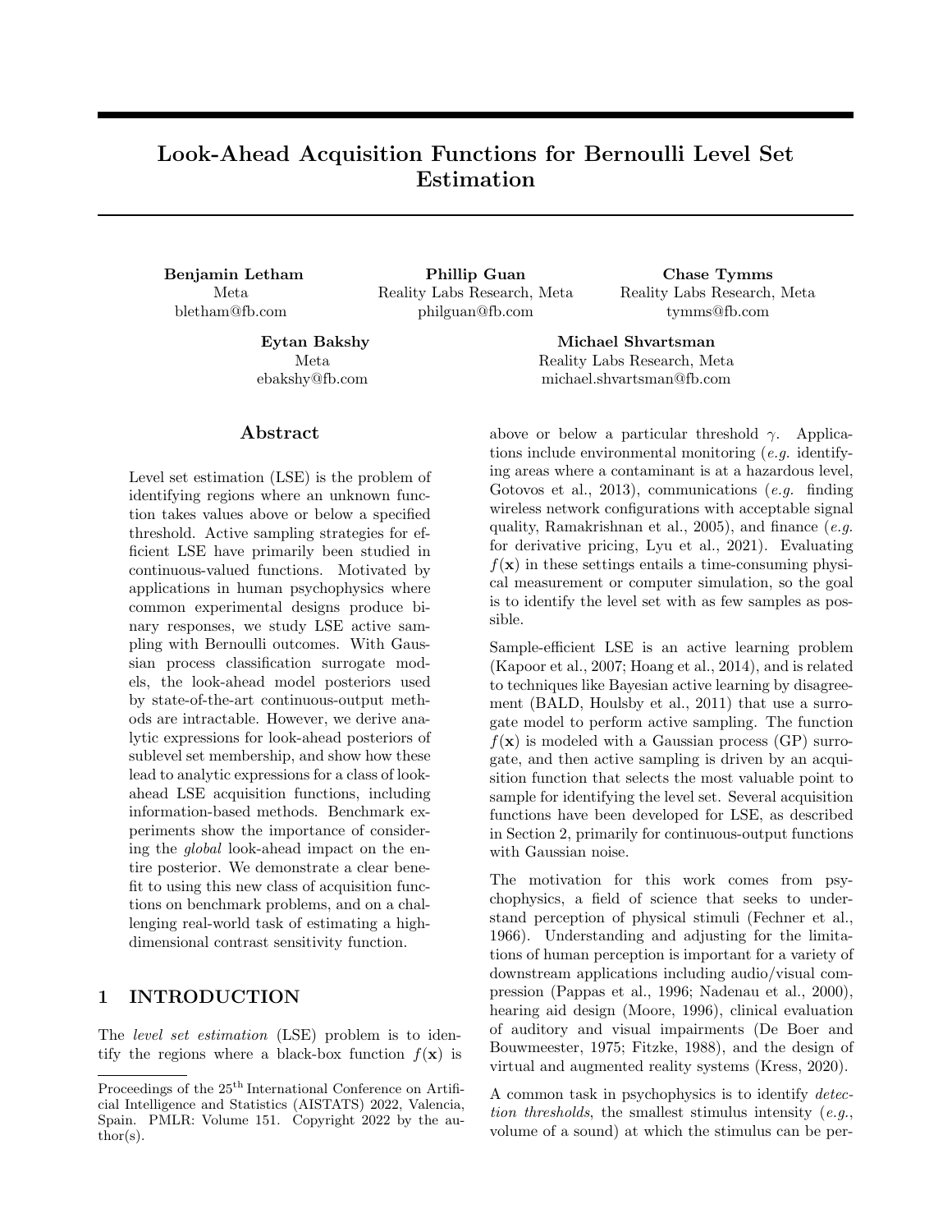# Look-Ahead Acquisition Functions for Bernoulli Level Set Estimation

**Benjamin Letham**
Meta
bletham@fb.com

**Phillip Guan**
Reality Labs Research, Meta
philguan@fb.com

**Chase Tymms**
Reality Labs Research, Meta
tymms@fb.com

**Eytan Bakshy**
Meta
ebakshy@fb.com

**Michael Shvartsman**
Reality Labs Research, Meta
michael.shvartsman@fb.com

## Abstract

Level set estimation (LSE) is the problem of identifying regions where an unknown function takes values above or below a specified threshold. Active sampling strategies for efficient LSE have primarily been studied in continuous-valued functions. Motivated by applications in human psychophysics where common experimental designs produce binary responses, we study LSE active sampling with Bernoulli outcomes. With Gaussian process classification surrogate models, the look-ahead model posteriors used by state-of-the-art continuous-output methods are intractable. However, we derive analytic expressions for look-ahead posteriors of sublevel set membership, and show how these lead to analytic expressions for a class of look-ahead LSE acquisition functions, including information-based methods. Benchmark experiments show the importance of considering the *global* look-ahead impact on the entire posterior. We demonstrate a clear benefit to using this new class of acquisition functions on benchmark problems, and on a challenging real-world task of estimating a high-dimensional contrast sensitivity function.

## 1 INTRODUCTION

The *level set estimation* (LSE) problem is to identify the regions where a black-box function $f(\mathbf{x})$ is above or below a particular threshold $\gamma$. Applications include environmental monitoring (*e.g.* identifying areas where a contaminant is at a hazardous level, Gotovos et al., 2013), communications (*e.g.* finding wireless network configurations with acceptable signal quality, Ramakrishnan et al., 2005), and finance (*e.g.* for derivative pricing, Lyu et al., 2021). Evaluating $f(\mathbf{x})$ in these settings entails a time-consuming physical measurement or computer simulation, so the goal is to identify the level set with as few samples as possible.

Sample-efficient LSE is an active learning problem (Kapoor et al., 2007; Hoang et al., 2014), and is related to techniques like Bayesian active learning by disagreement (BALD, Houlsby et al., 2011) that use a surrogate model to perform active sampling. The function $f(\mathbf{x})$ is modeled with a Gaussian process (GP) surrogate, and then active sampling is driven by an acquisition function that selects the most valuable point to sample for identifying the level set. Several acquisition functions have been developed for LSE, as described in Section 2, primarily for continuous-output functions with Gaussian noise.

The motivation for this work comes from psychophysics, a field of science that seeks to understand perception of physical stimuli (Fechner et al., 1966). Understanding and adjusting for the limitations of human perception is important for a variety of downstream applications including audio/visual compression (Pappas et al., 1996; Nadenau et al., 2000), hearing aid design (Moore, 1996), clinical evaluation of auditory and visual impairments (De Boer and Bouwmeester, 1975; Fitzke, 1988), and the design of virtual and augmented reality systems (Kress, 2020).

A common task in psychophysics is to identify *detection thresholds*, the smallest stimulus intensity (*e.g.*, volume of a sound) at which the stimulus can be per-

Proceedings of the 25[th] International Conference on Artificial Intelligence and Statistics (AISTATS) 2022, Valencia, Spain. PMLR: Volume 151. Copyright 2022 by the author(s).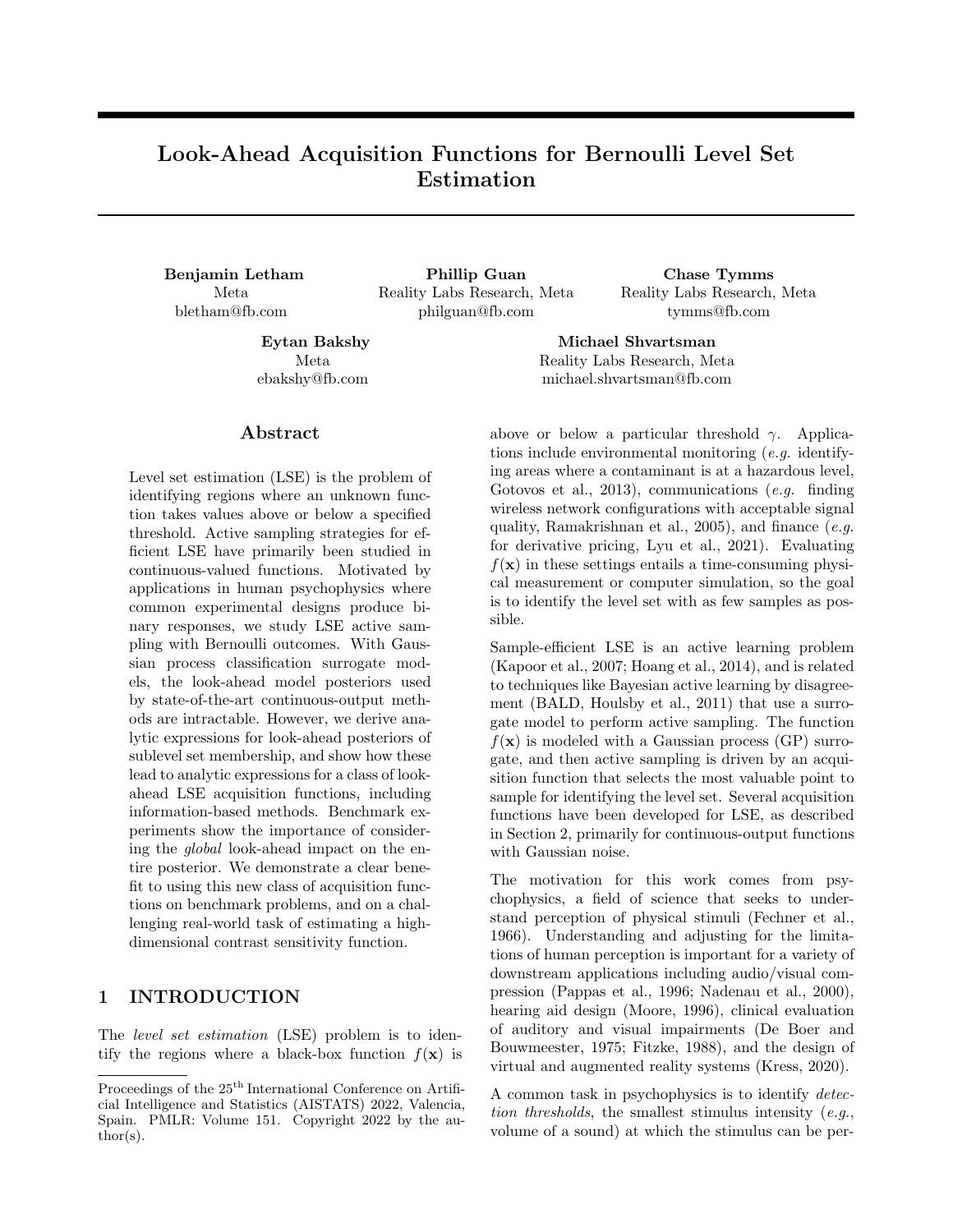# Look-Ahead Acquisition Functions for Bernoulli Level Set Estimation

**Benjamin Letham**
Meta
bletham@fb.com

**Phillip Guan**
Reality Labs Research, Meta
philguan@fb.com

**Chase Tymms**
Reality Labs Research, Meta
tymms@fb.com

**Eytan Bakshy**
Meta
ebakshy@fb.com

**Michael Shvartsman**
Reality Labs Research, Meta
michael.shvartsman@fb.com

## Abstract

Level set estimation (LSE) is the problem of identifying regions where an unknown function takes values above or below a specified threshold. Active sampling strategies for efficient LSE have primarily been studied in continuous-valued functions. Motivated by applications in human psychophysics where common experimental designs produce binary responses, we study LSE active sampling with Bernoulli outcomes. With Gaussian process classification surrogate models, the look-ahead model posteriors used by state-of-the-art continuous-output methods are intractable. However, we derive analytic expressions for look-ahead posteriors of sublevel set membership, and show how these lead to analytic expressions for a class of look-ahead LSE acquisition functions, including information-based methods. Benchmark experiments show the importance of considering the *global* look-ahead impact on the entire posterior. We demonstrate a clear benefit to using this new class of acquisition functions on benchmark problems, and on a challenging real-world task of estimating a high-dimensional contrast sensitivity function.

## 1 INTRODUCTION

The *level set estimation* (LSE) problem is to identify the regions where a black-box function $f(\mathbf{x})$ is above or below a particular threshold $\gamma$. Applications include environmental monitoring (*e.g.* identifying areas where a contaminant is at a hazardous level, Gotovos et al., 2013), communications (*e.g.* finding wireless network configurations with acceptable signal quality, Ramakrishnan et al., 2005), and finance (*e.g.* for derivative pricing, Lyu et al., 2021). Evaluating $f(\mathbf{x})$ in these settings entails a time-consuming physical measurement or computer simulation, so the goal is to identify the level set with as few samples as possible.

Sample-efficient LSE is an active learning problem (Kapoor et al., 2007; Hoang et al., 2014), and is related to techniques like Bayesian active learning by disagreement (BALD, Houlsby et al., 2011) that use a surrogate model to perform active sampling. The function $f(\mathbf{x})$ is modeled with a Gaussian process (GP) surrogate, and then active sampling is driven by an acquisition function that selects the most valuable point to sample for identifying the level set. Several acquisition functions have been developed for LSE, as described in Section 2, primarily for continuous-output functions with Gaussian noise.

The motivation for this work comes from psychophysics, a field of science that seeks to understand perception of physical stimuli (Fechner et al., 1966). Understanding and adjusting for the limitations of human perception is important for a variety of downstream applications including audio/visual compression (Pappas et al., 1996; Nadenau et al., 2000), hearing aid design (Moore, 1996), clinical evaluation of auditory and visual impairments (De Boer and Bouwmeester, 1975; Fitzke, 1988), and the design of virtual and augmented reality systems (Kress, 2020).

A common task in psychophysics is to identify *detection thresholds*, the smallest stimulus intensity (*e.g.*, volume of a sound) at which the stimulus can be per-

Proceedings of the 25[th] International Conference on Artificial Intelligence and Statistics (AISTATS) 2022, Valencia, Spain. PMLR: Volume 151. Copyright 2022 by the author(s).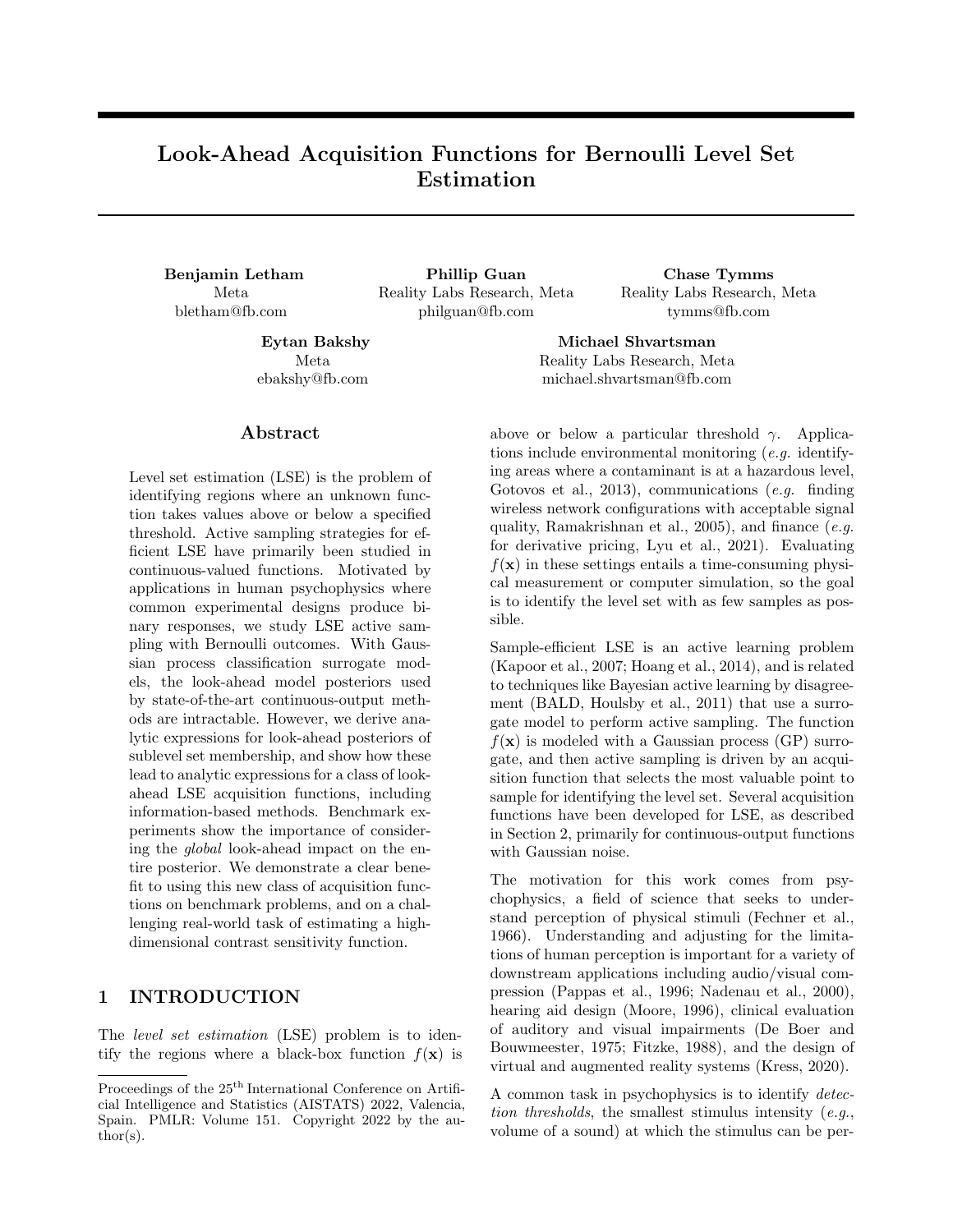# Look-Ahead Acquisition Functions for Bernoulli Level Set Estimation

**Benjamin Letham**
Meta
bletham@fb.com

**Phillip Guan**
Reality Labs Research, Meta
philguan@fb.com

**Chase Tymms**
Reality Labs Research, Meta
tymms@fb.com

**Eytan Bakshy**
Meta
ebakshy@fb.com

**Michael Shvartsman**
Reality Labs Research, Meta
michael.shvartsman@fb.com

## Abstract

Level set estimation (LSE) is the problem of identifying regions where an unknown function takes values above or below a specified threshold. Active sampling strategies for efficient LSE have primarily been studied in continuous-valued functions. Motivated by applications in human psychophysics where common experimental designs produce binary responses, we study LSE active sampling with Bernoulli outcomes. With Gaussian process classification surrogate models, the look-ahead model posteriors used by state-of-the-art continuous-output methods are intractable. However, we derive analytic expressions for look-ahead posteriors of sublevel set membership, and show how these lead to analytic expressions for a class of look-ahead LSE acquisition functions, including information-based methods. Benchmark experiments show the importance of considering the *global* look-ahead impact on the entire posterior. We demonstrate a clear benefit to using this new class of acquisition functions on benchmark problems, and on a challenging real-world task of estimating a high-dimensional contrast sensitivity function.

## 1 INTRODUCTION

The *level set estimation* (LSE) problem is to identify the regions where a black-box function $f(\mathbf{x})$ is above or below a particular threshold $\gamma$. Applications include environmental monitoring (*e.g.* identifying areas where a contaminant is at a hazardous level, Gotovos et al., 2013), communications (*e.g.* finding wireless network configurations with acceptable signal quality, Ramakrishnan et al., 2005), and finance (*e.g.* for derivative pricing, Lyu et al., 2021). Evaluating $f(\mathbf{x})$ in these settings entails a time-consuming physical measurement or computer simulation, so the goal is to identify the level set with as few samples as possible.

Sample-efficient LSE is an active learning problem (Kapoor et al., 2007; Hoang et al., 2014), and is related to techniques like Bayesian active learning by disagreement (BALD, Houlsby et al., 2011) that use a surrogate model to perform active sampling. The function $f(\mathbf{x})$ is modeled with a Gaussian process (GP) surrogate, and then active sampling is driven by an acquisition function that selects the most valuable point to sample for identifying the level set. Several acquisition functions have been developed for LSE, as described in Section 2, primarily for continuous-output functions with Gaussian noise.

The motivation for this work comes from psychophysics, a field of science that seeks to understand perception of physical stimuli (Fechner et al., 1966). Understanding and adjusting for the limitations of human perception is important for a variety of downstream applications including audio/visual compression (Pappas et al., 1996; Nadenau et al., 2000), hearing aid design (Moore, 1996), clinical evaluation of auditory and visual impairments (De Boer and Bouwmeester, 1975; Fitzke, 1988), and the design of virtual and augmented reality systems (Kress, 2020).

A common task in psychophysics is to identify *detection thresholds*, the smallest stimulus intensity (*e.g.*, volume of a sound) at which the stimulus can be per-

Proceedings of the 25[th] International Conference on Artificial Intelligence and Statistics (AISTATS) 2022, Valencia, Spain. PMLR: Volume 151. Copyright 2022 by the author(s).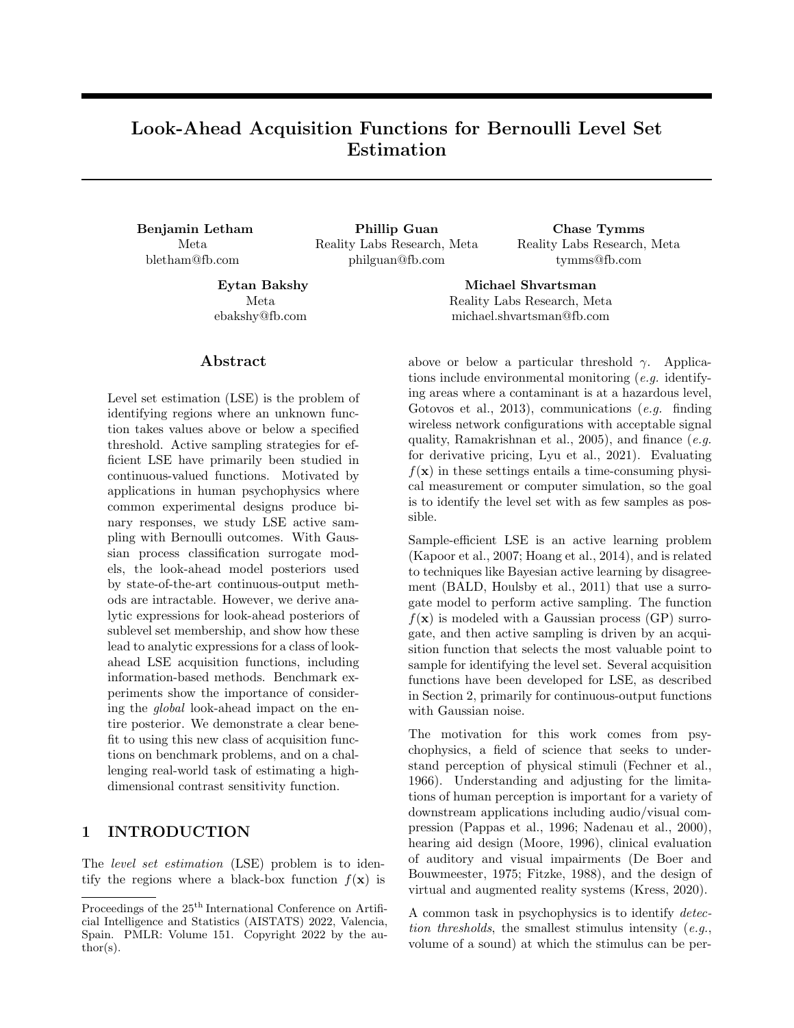# Look-Ahead Acquisition Functions for Bernoulli Level Set Estimation

**Benjamin Letham**
Meta
bletham@fb.com

**Phillip Guan**
Reality Labs Research, Meta
philguan@fb.com

**Chase Tymms**
Reality Labs Research, Meta
tymms@fb.com

**Eytan Bakshy**
Meta
ebakshy@fb.com

**Michael Shvartsman**
Reality Labs Research, Meta
michael.shvartsman@fb.com

## Abstract

Level set estimation (LSE) is the problem of identifying regions where an unknown function takes values above or below a specified threshold. Active sampling strategies for efficient LSE have primarily been studied in continuous-valued functions. Motivated by applications in human psychophysics where common experimental designs produce binary responses, we study LSE active sampling with Bernoulli outcomes. With Gaussian process classification surrogate models, the look-ahead model posteriors used by state-of-the-art continuous-output methods are intractable. However, we derive analytic expressions for look-ahead posteriors of sublevel set membership, and show how these lead to analytic expressions for a class of look-ahead LSE acquisition functions, including information-based methods. Benchmark experiments show the importance of considering the *global* look-ahead impact on the entire posterior. We demonstrate a clear benefit to using this new class of acquisition functions on benchmark problems, and on a challenging real-world task of estimating a high-dimensional contrast sensitivity function.

## 1 INTRODUCTION

The *level set estimation* (LSE) problem is to identify the regions where a black-box function $f(\mathbf{x})$ is above or below a particular threshold $\gamma$. Applications include environmental monitoring (*e.g.* identifying areas where a contaminant is at a hazardous level, Gotovos et al., 2013), communications (*e.g.* finding wireless network configurations with acceptable signal quality, Ramakrishnan et al., 2005), and finance (*e.g.* for derivative pricing, Lyu et al., 2021). Evaluating $f(\mathbf{x})$ in these settings entails a time-consuming physical measurement or computer simulation, so the goal is to identify the level set with as few samples as possible.

Sample-efficient LSE is an active learning problem (Kapoor et al., 2007; Hoang et al., 2014), and is related to techniques like Bayesian active learning by disagreement (BALD, Houlsby et al., 2011) that use a surrogate model to perform active sampling. The function $f(\mathbf{x})$ is modeled with a Gaussian process (GP) surrogate, and then active sampling is driven by an acquisition function that selects the most valuable point to sample for identifying the level set. Several acquisition functions have been developed for LSE, as described in Section 2, primarily for continuous-output functions with Gaussian noise.

The motivation for this work comes from psychophysics, a field of science that seeks to understand perception of physical stimuli (Fechner et al., 1966). Understanding and adjusting for the limitations of human perception is important for a variety of downstream applications including audio/visual compression (Pappas et al., 1996; Nadenau et al., 2000), hearing aid design (Moore, 1996), clinical evaluation of auditory and visual impairments (De Boer and Bouwmeester, 1975; Fitzke, 1988), and the design of virtual and augmented reality systems (Kress, 2020).

A common task in psychophysics is to identify *detection thresholds*, the smallest stimulus intensity (*e.g.*, volume of a sound) at which the stimulus can be per-

Proceedings of the 25[th] International Conference on Artificial Intelligence and Statistics (AISTATS) 2022, Valencia, Spain. PMLR: Volume 151. Copyright 2022 by the author(s).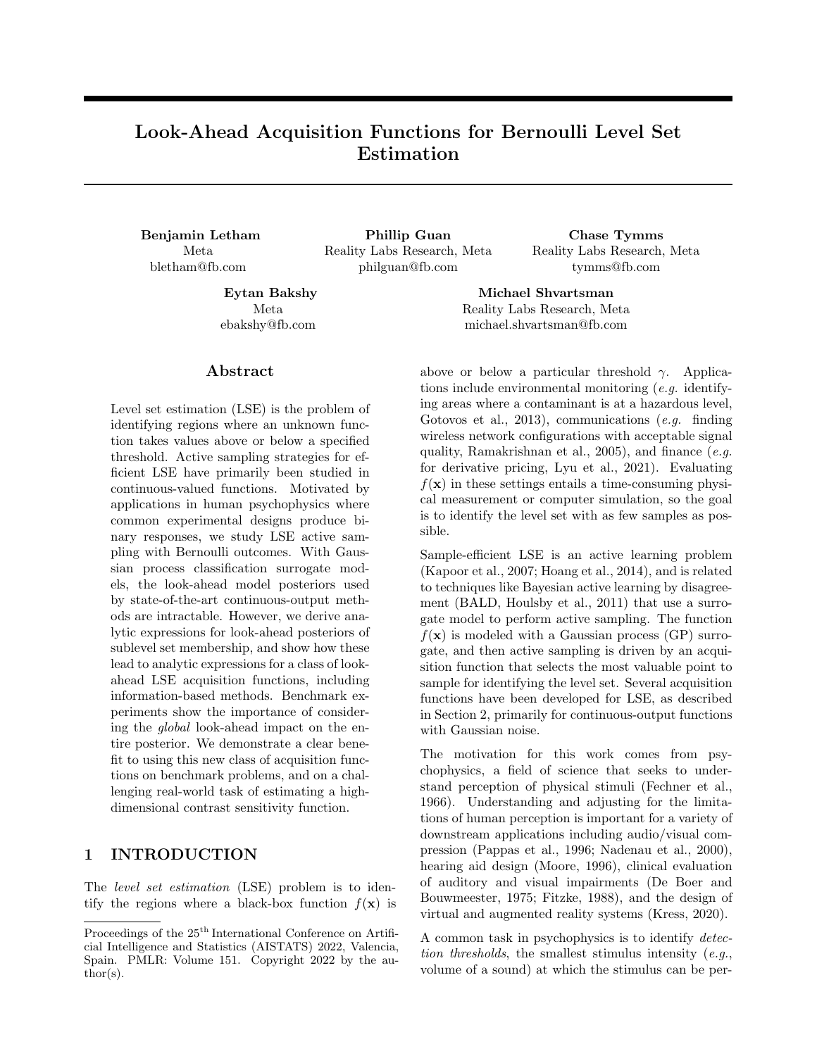# Look-Ahead Acquisition Functions for Bernoulli Level Set Estimation

**Benjamin Letham**
Meta
bletham@fb.com

**Phillip Guan**
Reality Labs Research, Meta
philguan@fb.com

**Chase Tymms**
Reality Labs Research, Meta
tymms@fb.com

**Eytan Bakshy**
Meta
ebakshy@fb.com

**Michael Shvartsman**
Reality Labs Research, Meta
michael.shvartsman@fb.com

## Abstract

Level set estimation (LSE) is the problem of identifying regions where an unknown function takes values above or below a specified threshold. Active sampling strategies for efficient LSE have primarily been studied in continuous-valued functions. Motivated by applications in human psychophysics where common experimental designs produce binary responses, we study LSE active sampling with Bernoulli outcomes. With Gaussian process classification surrogate models, the look-ahead model posteriors used by state-of-the-art continuous-output methods are intractable. However, we derive analytic expressions for look-ahead posteriors of sublevel set membership, and show how these lead to analytic expressions for a class of look-ahead LSE acquisition functions, including information-based methods. Benchmark experiments show the importance of considering the *global* look-ahead impact on the entire posterior. We demonstrate a clear benefit to using this new class of acquisition functions on benchmark problems, and on a challenging real-world task of estimating a high-dimensional contrast sensitivity function.

## 1 INTRODUCTION

The *level set estimation* (LSE) problem is to identify the regions where a black-box function $f(\mathbf{x})$ is above or below a particular threshold $\gamma$. Applications include environmental monitoring (*e.g.* identifying areas where a contaminant is at a hazardous level, Gotovos et al., 2013), communications (*e.g.* finding wireless network configurations with acceptable signal quality, Ramakrishnan et al., 2005), and finance (*e.g.* for derivative pricing, Lyu et al., 2021). Evaluating $f(\mathbf{x})$ in these settings entails a time-consuming physical measurement or computer simulation, so the goal is to identify the level set with as few samples as possible.

Sample-efficient LSE is an active learning problem (Kapoor et al., 2007; Hoang et al., 2014), and is related to techniques like Bayesian active learning by disagreement (BALD, Houlsby et al., 2011) that use a surrogate model to perform active sampling. The function $f(\mathbf{x})$ is modeled with a Gaussian process (GP) surrogate, and then active sampling is driven by an acquisition function that selects the most valuable point to sample for identifying the level set. Several acquisition functions have been developed for LSE, as described in Section 2, primarily for continuous-output functions with Gaussian noise.

The motivation for this work comes from psychophysics, a field of science that seeks to understand perception of physical stimuli (Fechner et al., 1966). Understanding and adjusting for the limitations of human perception is important for a variety of downstream applications including audio/visual compression (Pappas et al., 1996; Nadenau et al., 2000), hearing aid design (Moore, 1996), clinical evaluation of auditory and visual impairments (De Boer and Bouwmeester, 1975; Fitzke, 1988), and the design of virtual and augmented reality systems (Kress, 2020).

A common task in psychophysics is to identify *detection thresholds*, the smallest stimulus intensity (*e.g.*, volume of a sound) at which the stimulus can be per-

Proceedings of the 25[th] International Conference on Artificial Intelligence and Statistics (AISTATS) 2022, Valencia, Spain. PMLR: Volume 151. Copyright 2022 by the author(s).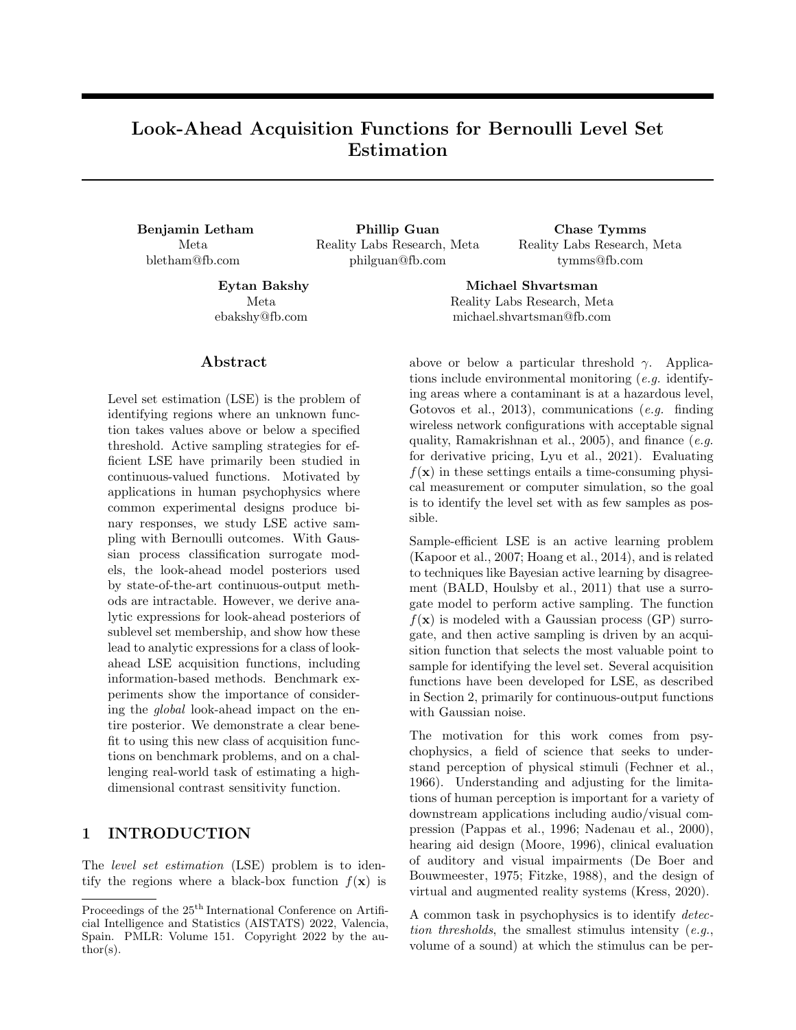# Look-Ahead Acquisition Functions for Bernoulli Level Set Estimation

**Benjamin Letham**
Meta
bletham@fb.com

**Phillip Guan**
Reality Labs Research, Meta
philguan@fb.com

**Chase Tymms**
Reality Labs Research, Meta
tymms@fb.com

**Eytan Bakshy**
Meta
ebakshy@fb.com

**Michael Shvartsman**
Reality Labs Research, Meta
michael.shvartsman@fb.com

## Abstract

Level set estimation (LSE) is the problem of identifying regions where an unknown function takes values above or below a specified threshold. Active sampling strategies for efficient LSE have primarily been studied in continuous-valued functions. Motivated by applications in human psychophysics where common experimental designs produce binary responses, we study LSE active sampling with Bernoulli outcomes. With Gaussian process classification surrogate models, the look-ahead model posteriors used by state-of-the-art continuous-output methods are intractable. However, we derive analytic expressions for look-ahead posteriors of sublevel set membership, and show how these lead to analytic expressions for a class of look-ahead LSE acquisition functions, including information-based methods. Benchmark experiments show the importance of considering the *global* look-ahead impact on the entire posterior. We demonstrate a clear benefit to using this new class of acquisition functions on benchmark problems, and on a challenging real-world task of estimating a high-dimensional contrast sensitivity function.

## 1 INTRODUCTION

The *level set estimation* (LSE) problem is to identify the regions where a black-box function $f(\mathbf{x})$ is above or below a particular threshold $\gamma$. Applications include environmental monitoring (*e.g.* identifying areas where a contaminant is at a hazardous level, Gotovos et al., 2013), communications (*e.g.* finding wireless network configurations with acceptable signal quality, Ramakrishnan et al., 2005), and finance (*e.g.* for derivative pricing, Lyu et al., 2021). Evaluating $f(\mathbf{x})$ in these settings entails a time-consuming physical measurement or computer simulation, so the goal is to identify the level set with as few samples as possible.

Sample-efficient LSE is an active learning problem (Kapoor et al., 2007; Hoang et al., 2014), and is related to techniques like Bayesian active learning by disagreement (BALD, Houlsby et al., 2011) that use a surrogate model to perform active sampling. The function $f(\mathbf{x})$ is modeled with a Gaussian process (GP) surrogate, and then active sampling is driven by an acquisition function that selects the most valuable point to sample for identifying the level set. Several acquisition functions have been developed for LSE, as described in Section 2, primarily for continuous-output functions with Gaussian noise.

The motivation for this work comes from psychophysics, a field of science that seeks to understand perception of physical stimuli (Fechner et al., 1966). Understanding and adjusting for the limitations of human perception is important for a variety of downstream applications including audio/visual compression (Pappas et al., 1996; Nadenau et al., 2000), hearing aid design (Moore, 1996), clinical evaluation of auditory and visual impairments (De Boer and Bouwmeester, 1975; Fitzke, 1988), and the design of virtual and augmented reality systems (Kress, 2020).

A common task in psychophysics is to identify *detection thresholds*, the smallest stimulus intensity (*e.g.*, volume of a sound) at which the stimulus can be per-

Proceedings of the 25[th] International Conference on Artificial Intelligence and Statistics (AISTATS) 2022, Valencia, Spain. PMLR: Volume 151. Copyright 2022 by the author(s).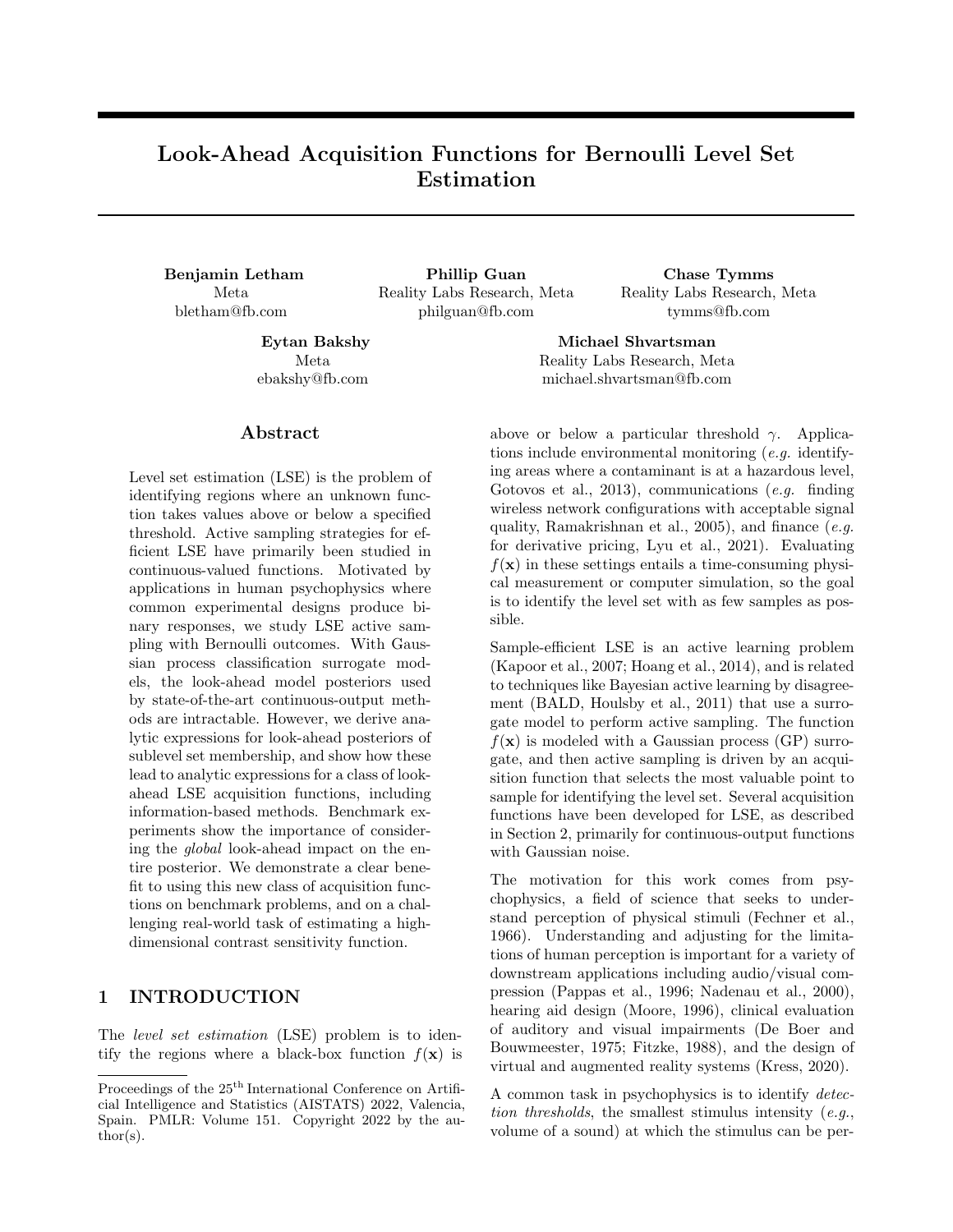# Look-Ahead Acquisition Functions for Bernoulli Level Set Estimation

**Benjamin Letham**
Meta
bletham@fb.com

**Phillip Guan**
Reality Labs Research, Meta
philguan@fb.com

**Chase Tymms**
Reality Labs Research, Meta
tymms@fb.com

**Eytan Bakshy**
Meta
ebakshy@fb.com

**Michael Shvartsman**
Reality Labs Research, Meta
michael.shvartsman@fb.com

## Abstract

Level set estimation (LSE) is the problem of identifying regions where an unknown function takes values above or below a specified threshold. Active sampling strategies for efficient LSE have primarily been studied in continuous-valued functions. Motivated by applications in human psychophysics where common experimental designs produce binary responses, we study LSE active sampling with Bernoulli outcomes. With Gaussian process classification surrogate models, the look-ahead model posteriors used by state-of-the-art continuous-output methods are intractable. However, we derive analytic expressions for look-ahead posteriors of sublevel set membership, and show how these lead to analytic expressions for a class of look-ahead LSE acquisition functions, including information-based methods. Benchmark experiments show the importance of considering the *global* look-ahead impact on the entire posterior. We demonstrate a clear benefit to using this new class of acquisition functions on benchmark problems, and on a challenging real-world task of estimating a high-dimensional contrast sensitivity function.

## 1 INTRODUCTION

The *level set estimation* (LSE) problem is to identify the regions where a black-box function $f(\mathbf{x})$ is above or below a particular threshold $\gamma$. Applications include environmental monitoring (*e.g.* identifying areas where a contaminant is at a hazardous level, Gotovos et al., 2013), communications (*e.g.* finding wireless network configurations with acceptable signal quality, Ramakrishnan et al., 2005), and finance (*e.g.* for derivative pricing, Lyu et al., 2021). Evaluating $f(\mathbf{x})$ in these settings entails a time-consuming physical measurement or computer simulation, so the goal is to identify the level set with as few samples as possible.

Sample-efficient LSE is an active learning problem (Kapoor et al., 2007; Hoang et al., 2014), and is related to techniques like Bayesian active learning by disagreement (BALD, Houlsby et al., 2011) that use a surrogate model to perform active sampling. The function $f(\mathbf{x})$ is modeled with a Gaussian process (GP) surrogate, and then active sampling is driven by an acquisition function that selects the most valuable point to sample for identifying the level set. Several acquisition functions have been developed for LSE, as described in Section 2, primarily for continuous-output functions with Gaussian noise.

The motivation for this work comes from psychophysics, a field of science that seeks to understand perception of physical stimuli (Fechner et al., 1966). Understanding and adjusting for the limitations of human perception is important for a variety of downstream applications including audio/visual compression (Pappas et al., 1996; Nadenau et al., 2000), hearing aid design (Moore, 1996), clinical evaluation of auditory and visual impairments (De Boer and Bouwmeester, 1975; Fitzke, 1988), and the design of virtual and augmented reality systems (Kress, 2020).

A common task in psychophysics is to identify *detection thresholds*, the smallest stimulus intensity (*e.g.*, volume of a sound) at which the stimulus can be per-

Proceedings of the 25[th] International Conference on Artificial Intelligence and Statistics (AISTATS) 2022, Valencia, Spain. PMLR: Volume 151. Copyright 2022 by the author(s).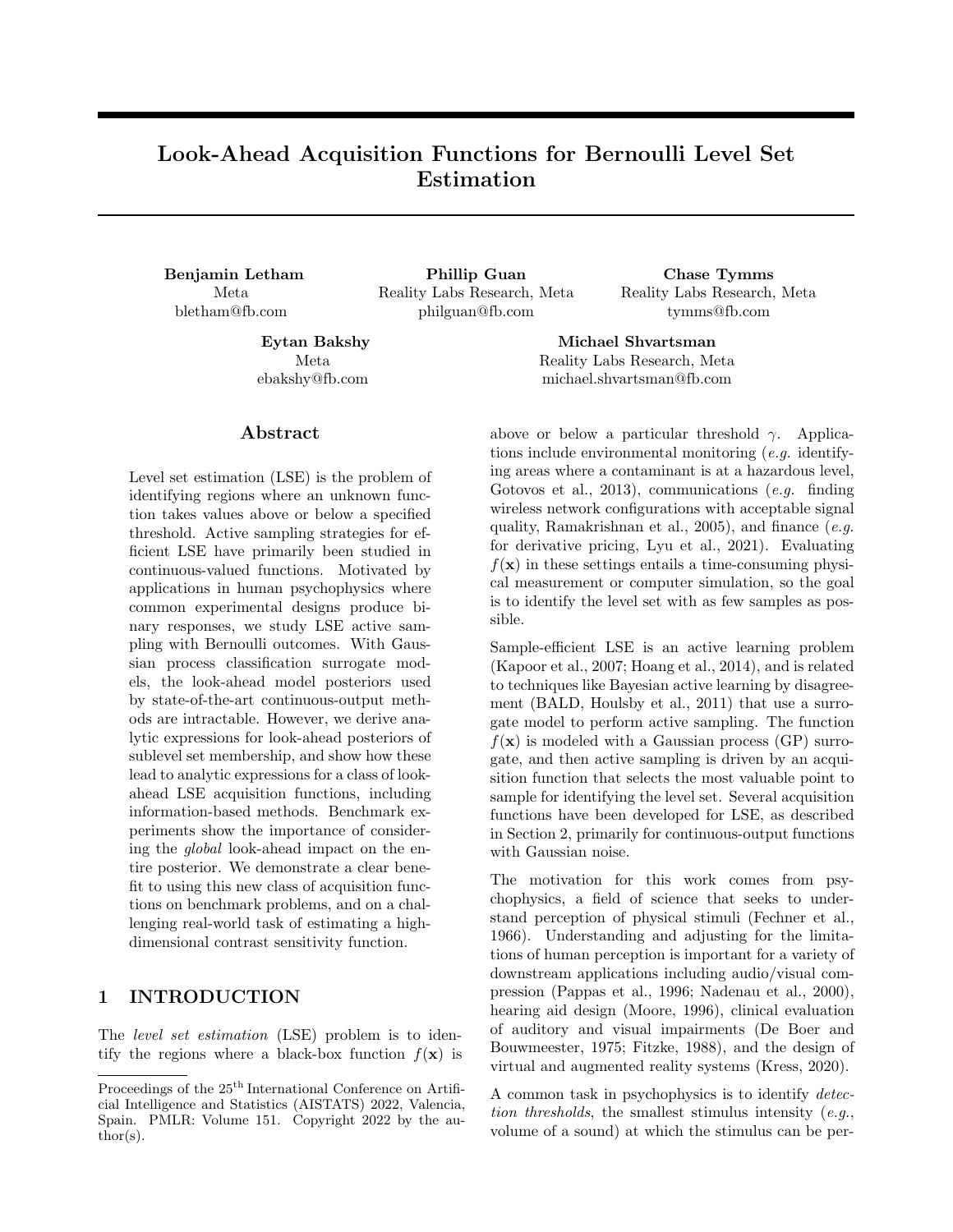# Look-Ahead Acquisition Functions for Bernoulli Level Set Estimation

**Benjamin Letham**
Meta
bletham@fb.com

**Phillip Guan**
Reality Labs Research, Meta
philguan@fb.com

**Chase Tymms**
Reality Labs Research, Meta
tymms@fb.com

**Eytan Bakshy**
Meta
ebakshy@fb.com

**Michael Shvartsman**
Reality Labs Research, Meta
michael.shvartsman@fb.com

## Abstract

Level set estimation (LSE) is the problem of identifying regions where an unknown function takes values above or below a specified threshold. Active sampling strategies for efficient LSE have primarily been studied in continuous-valued functions. Motivated by applications in human psychophysics where common experimental designs produce binary responses, we study LSE active sampling with Bernoulli outcomes. With Gaussian process classification surrogate models, the look-ahead model posteriors used by state-of-the-art continuous-output methods are intractable. However, we derive analytic expressions for look-ahead posteriors of sublevel set membership, and show how these lead to analytic expressions for a class of look-ahead LSE acquisition functions, including information-based methods. Benchmark experiments show the importance of considering the *global* look-ahead impact on the entire posterior. We demonstrate a clear benefit to using this new class of acquisition functions on benchmark problems, and on a challenging real-world task of estimating a high-dimensional contrast sensitivity function.

## 1 INTRODUCTION

The *level set estimation* (LSE) problem is to identify the regions where a black-box function $f(\mathbf{x})$ is above or below a particular threshold $\gamma$. Applications include environmental monitoring (*e.g.* identifying areas where a contaminant is at a hazardous level, Gotovos et al., 2013), communications (*e.g.* finding wireless network configurations with acceptable signal quality, Ramakrishnan et al., 2005), and finance (*e.g.* for derivative pricing, Lyu et al., 2021). Evaluating $f(\mathbf{x})$ in these settings entails a time-consuming physical measurement or computer simulation, so the goal is to identify the level set with as few samples as possible.

Sample-efficient LSE is an active learning problem (Kapoor et al., 2007; Hoang et al., 2014), and is related to techniques like Bayesian active learning by disagreement (BALD, Houlsby et al., 2011) that use a surrogate model to perform active sampling. The function $f(\mathbf{x})$ is modeled with a Gaussian process (GP) surrogate, and then active sampling is driven by an acquisition function that selects the most valuable point to sample for identifying the level set. Several acquisition functions have been developed for LSE, as described in Section 2, primarily for continuous-output functions with Gaussian noise.

The motivation for this work comes from psychophysics, a field of science that seeks to understand perception of physical stimuli (Fechner et al., 1966). Understanding and adjusting for the limitations of human perception is important for a variety of downstream applications including audio/visual compression (Pappas et al., 1996; Nadenau et al., 2000), hearing aid design (Moore, 1996), clinical evaluation of auditory and visual impairments (De Boer and Bouwmeester, 1975; Fitzke, 1988), and the design of virtual and augmented reality systems (Kress, 2020).

A common task in psychophysics is to identify *detection thresholds*, the smallest stimulus intensity (*e.g.*, volume of a sound) at which the stimulus can be per-

Proceedings of the 25[th] International Conference on Artificial Intelligence and Statistics (AISTATS) 2022, Valencia, Spain. PMLR: Volume 151. Copyright 2022 by the author(s).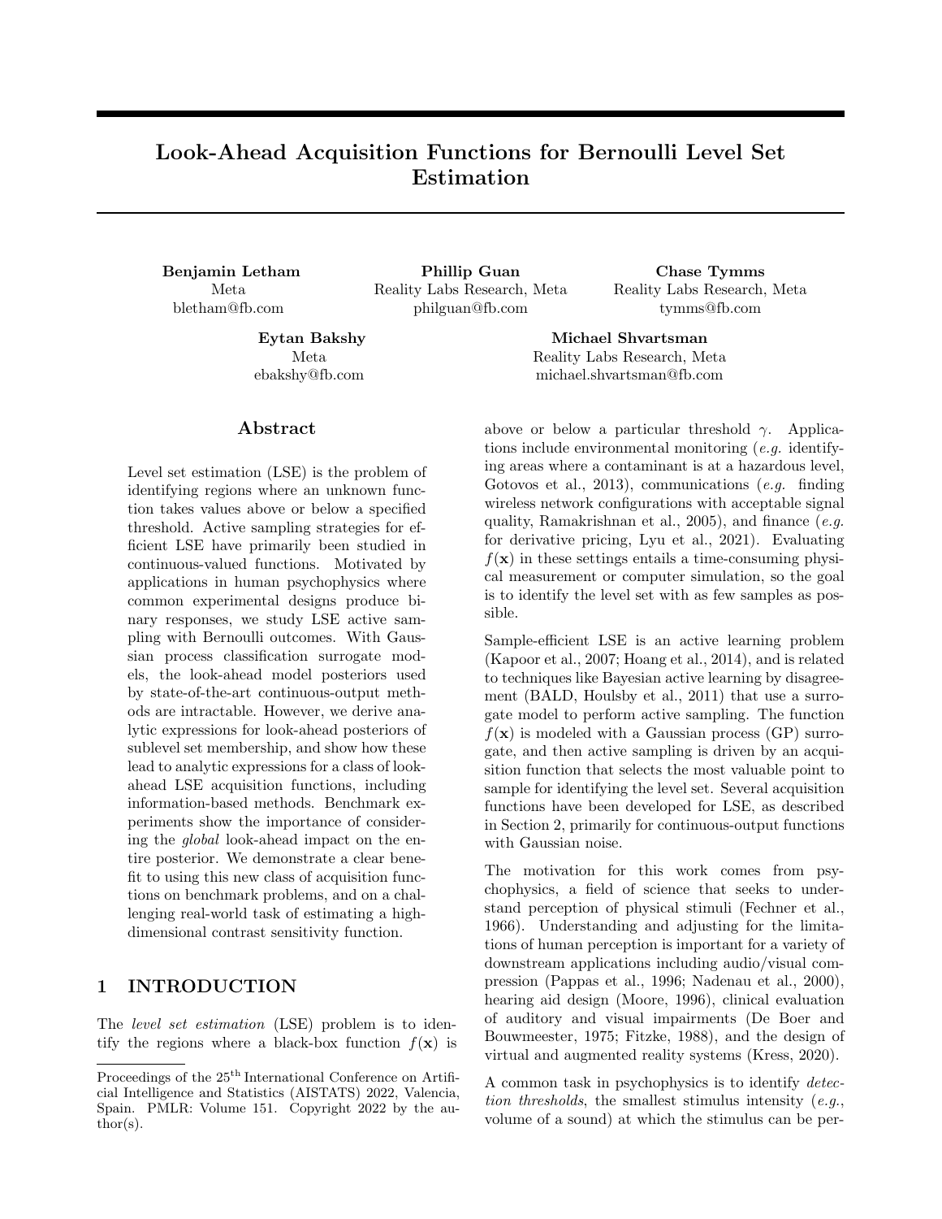# Look-Ahead Acquisition Functions for Bernoulli Level Set Estimation

**Benjamin Letham**
Meta
bletham@fb.com

**Phillip Guan**
Reality Labs Research, Meta
philguan@fb.com

**Chase Tymms**
Reality Labs Research, Meta
tymms@fb.com

**Eytan Bakshy**
Meta
ebakshy@fb.com

**Michael Shvartsman**
Reality Labs Research, Meta
michael.shvartsman@fb.com

## Abstract

Level set estimation (LSE) is the problem of identifying regions where an unknown function takes values above or below a specified threshold. Active sampling strategies for efficient LSE have primarily been studied in continuous-valued functions. Motivated by applications in human psychophysics where common experimental designs produce binary responses, we study LSE active sampling with Bernoulli outcomes. With Gaussian process classification surrogate models, the look-ahead model posteriors used by state-of-the-art continuous-output methods are intractable. However, we derive analytic expressions for look-ahead posteriors of sublevel set membership, and show how these lead to analytic expressions for a class of look-ahead LSE acquisition functions, including information-based methods. Benchmark experiments show the importance of considering the *global* look-ahead impact on the entire posterior. We demonstrate a clear benefit to using this new class of acquisition functions on benchmark problems, and on a challenging real-world task of estimating a high-dimensional contrast sensitivity function.

## 1 INTRODUCTION

The *level set estimation* (LSE) problem is to identify the regions where a black-box function $f(\mathbf{x})$ is above or below a particular threshold $\gamma$. Applications include environmental monitoring (*e.g.* identifying areas where a contaminant is at a hazardous level, Gotovos et al., 2013), communications (*e.g.* finding wireless network configurations with acceptable signal quality, Ramakrishnan et al., 2005), and finance (*e.g.* for derivative pricing, Lyu et al., 2021). Evaluating $f(\mathbf{x})$ in these settings entails a time-consuming physical measurement or computer simulation, so the goal is to identify the level set with as few samples as possible.

Sample-efficient LSE is an active learning problem (Kapoor et al., 2007; Hoang et al., 2014), and is related to techniques like Bayesian active learning by disagreement (BALD, Houlsby et al., 2011) that use a surrogate model to perform active sampling. The function $f(\mathbf{x})$ is modeled with a Gaussian process (GP) surrogate, and then active sampling is driven by an acquisition function that selects the most valuable point to sample for identifying the level set. Several acquisition functions have been developed for LSE, as described in Section 2, primarily for continuous-output functions with Gaussian noise.

The motivation for this work comes from psychophysics, a field of science that seeks to understand perception of physical stimuli (Fechner et al., 1966). Understanding and adjusting for the limitations of human perception is important for a variety of downstream applications including audio/visual compression (Pappas et al., 1996; Nadenau et al., 2000), hearing aid design (Moore, 1996), clinical evaluation of auditory and visual impairments (De Boer and Bouwmeester, 1975; Fitzke, 1988), and the design of virtual and augmented reality systems (Kress, 2020).

A common task in psychophysics is to identify *detection thresholds*, the smallest stimulus intensity (*e.g.*, volume of a sound) at which the stimulus can be per-

Proceedings of the 25[th] International Conference on Artificial Intelligence and Statistics (AISTATS) 2022, Valencia, Spain. PMLR: Volume 151. Copyright 2022 by the author(s).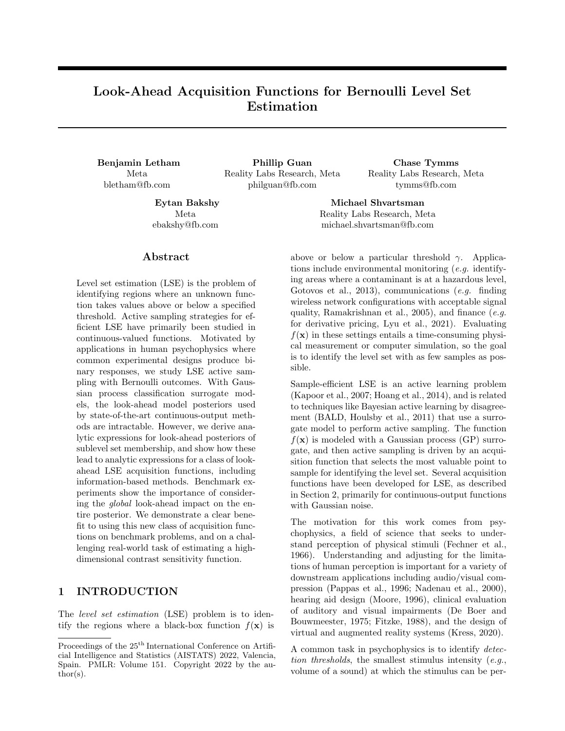# Look-Ahead Acquisition Functions for Bernoulli Level Set Estimation

**Benjamin Letham**
Meta
bletham@fb.com

**Phillip Guan**
Reality Labs Research, Meta
philguan@fb.com

**Chase Tymms**
Reality Labs Research, Meta
tymms@fb.com

**Eytan Bakshy**
Meta
ebakshy@fb.com

**Michael Shvartsman**
Reality Labs Research, Meta
michael.shvartsman@fb.com

## Abstract

Level set estimation (LSE) is the problem of identifying regions where an unknown function takes values above or below a specified threshold. Active sampling strategies for efficient LSE have primarily been studied in continuous-valued functions. Motivated by applications in human psychophysics where common experimental designs produce binary responses, we study LSE active sampling with Bernoulli outcomes. With Gaussian process classification surrogate models, the look-ahead model posteriors used by state-of-the-art continuous-output methods are intractable. However, we derive analytic expressions for look-ahead posteriors of sublevel set membership, and show how these lead to analytic expressions for a class of look-ahead LSE acquisition functions, including information-based methods. Benchmark experiments show the importance of considering the *global* look-ahead impact on the entire posterior. We demonstrate a clear benefit to using this new class of acquisition functions on benchmark problems, and on a challenging real-world task of estimating a high-dimensional contrast sensitivity function.

## 1 INTRODUCTION

The *level set estimation* (LSE) problem is to identify the regions where a black-box function $f(\mathbf{x})$ is above or below a particular threshold $\gamma$. Applications include environmental monitoring (*e.g.* identifying areas where a contaminant is at a hazardous level, Gotovos et al., 2013), communications (*e.g.* finding wireless network configurations with acceptable signal quality, Ramakrishnan et al., 2005), and finance (*e.g.* for derivative pricing, Lyu et al., 2021). Evaluating $f(\mathbf{x})$ in these settings entails a time-consuming physical measurement or computer simulation, so the goal is to identify the level set with as few samples as possible.

Sample-efficient LSE is an active learning problem (Kapoor et al., 2007; Hoang et al., 2014), and is related to techniques like Bayesian active learning by disagreement (BALD, Houlsby et al., 2011) that use a surrogate model to perform active sampling. The function $f(\mathbf{x})$ is modeled with a Gaussian process (GP) surrogate, and then active sampling is driven by an acquisition function that selects the most valuable point to sample for identifying the level set. Several acquisition functions have been developed for LSE, as described in Section 2, primarily for continuous-output functions with Gaussian noise.

The motivation for this work comes from psychophysics, a field of science that seeks to understand perception of physical stimuli (Fechner et al., 1966). Understanding and adjusting for the limitations of human perception is important for a variety of downstream applications including audio/visual compression (Pappas et al., 1996; Nadenau et al., 2000), hearing aid design (Moore, 1996), clinical evaluation of auditory and visual impairments (De Boer and Bouwmeester, 1975; Fitzke, 1988), and the design of virtual and augmented reality systems (Kress, 2020).

A common task in psychophysics is to identify *detection thresholds*, the smallest stimulus intensity (*e.g.*, volume of a sound) at which the stimulus can be per-

Proceedings of the 25[th] International Conference on Artificial Intelligence and Statistics (AISTATS) 2022, Valencia, Spain. PMLR: Volume 151. Copyright 2022 by the author(s).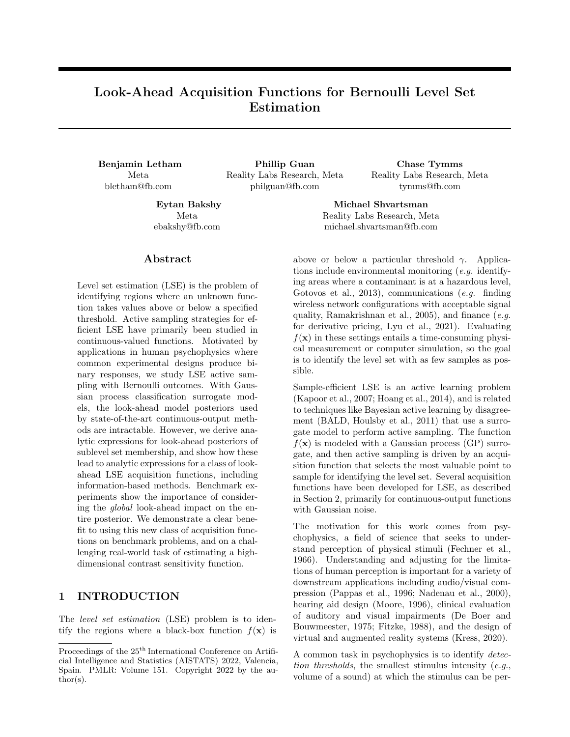# Look-Ahead Acquisition Functions for Bernoulli Level Set Estimation

**Benjamin Letham**
Meta
bletham@fb.com

**Phillip Guan**
Reality Labs Research, Meta
philguan@fb.com

**Chase Tymms**
Reality Labs Research, Meta
tymms@fb.com

**Eytan Bakshy**
Meta
ebakshy@fb.com

**Michael Shvartsman**
Reality Labs Research, Meta
michael.shvartsman@fb.com

## Abstract

Level set estimation (LSE) is the problem of identifying regions where an unknown function takes values above or below a specified threshold. Active sampling strategies for efficient LSE have primarily been studied in continuous-valued functions. Motivated by applications in human psychophysics where common experimental designs produce binary responses, we study LSE active sampling with Bernoulli outcomes. With Gaussian process classification surrogate models, the look-ahead model posteriors used by state-of-the-art continuous-output methods are intractable. However, we derive analytic expressions for look-ahead posteriors of sublevel set membership, and show how these lead to analytic expressions for a class of look-ahead LSE acquisition functions, including information-based methods. Benchmark experiments show the importance of considering the *global* look-ahead impact on the entire posterior. We demonstrate a clear benefit to using this new class of acquisition functions on benchmark problems, and on a challenging real-world task of estimating a high-dimensional contrast sensitivity function.

## 1 INTRODUCTION

The *level set estimation* (LSE) problem is to identify the regions where a black-box function $f(\mathbf{x})$ is above or below a particular threshold $\gamma$. Applications include environmental monitoring (*e.g.* identifying areas where a contaminant is at a hazardous level, Gotovos et al., 2013), communications (*e.g.* finding wireless network configurations with acceptable signal quality, Ramakrishnan et al., 2005), and finance (*e.g.* for derivative pricing, Lyu et al., 2021). Evaluating $f(\mathbf{x})$ in these settings entails a time-consuming physical measurement or computer simulation, so the goal is to identify the level set with as few samples as possible.

Sample-efficient LSE is an active learning problem (Kapoor et al., 2007; Hoang et al., 2014), and is related to techniques like Bayesian active learning by disagreement (BALD, Houlsby et al., 2011) that use a surrogate model to perform active sampling. The function $f(\mathbf{x})$ is modeled with a Gaussian process (GP) surrogate, and then active sampling is driven by an acquisition function that selects the most valuable point to sample for identifying the level set. Several acquisition functions have been developed for LSE, as described in Section 2, primarily for continuous-output functions with Gaussian noise.

The motivation for this work comes from psychophysics, a field of science that seeks to understand perception of physical stimuli (Fechner et al., 1966). Understanding and adjusting for the limitations of human perception is important for a variety of downstream applications including audio/visual compression (Pappas et al., 1996; Nadenau et al., 2000), hearing aid design (Moore, 1996), clinical evaluation of auditory and visual impairments (De Boer and Bouwmeester, 1975; Fitzke, 1988), and the design of virtual and augmented reality systems (Kress, 2020).

A common task in psychophysics is to identify *detection thresholds*, the smallest stimulus intensity (*e.g.*, volume of a sound) at which the stimulus can be per-

Proceedings of the 25[th] International Conference on Artificial Intelligence and Statistics (AISTATS) 2022, Valencia, Spain. PMLR: Volume 151. Copyright 2022 by the author(s).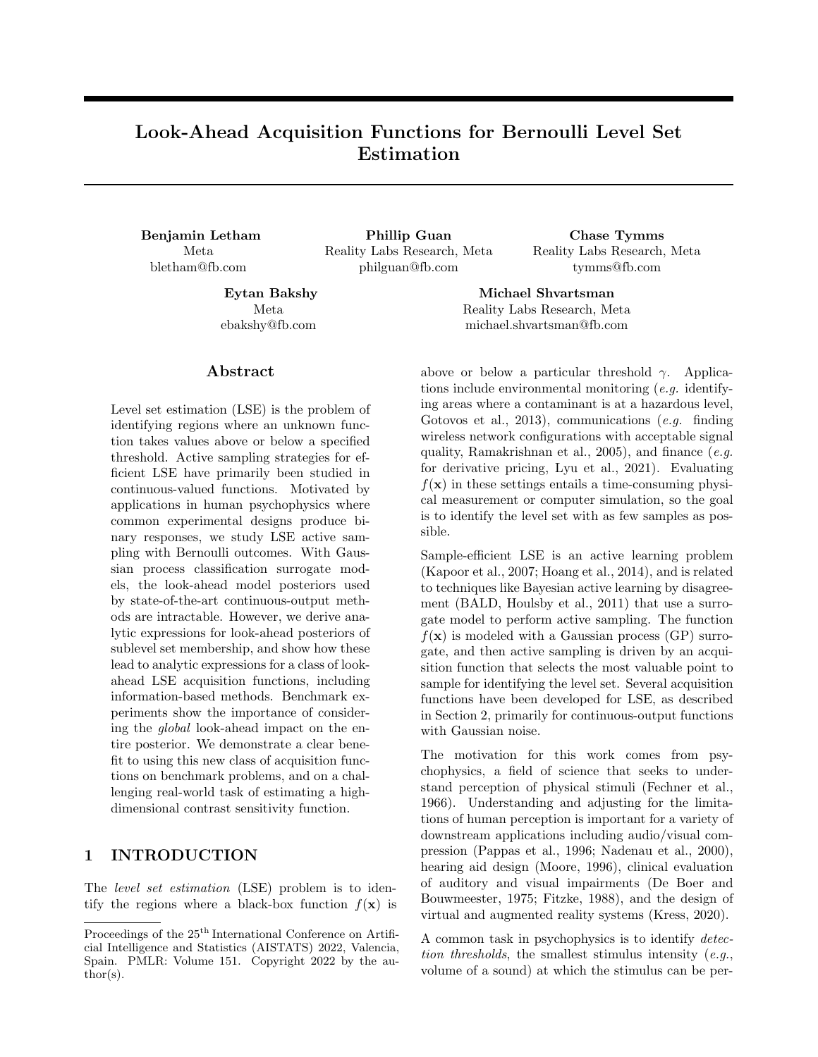# Look-Ahead Acquisition Functions for Bernoulli Level Set Estimation

**Benjamin Letham**
Meta
bletham@fb.com

**Phillip Guan**
Reality Labs Research, Meta
philguan@fb.com

**Chase Tymms**
Reality Labs Research, Meta
tymms@fb.com

**Eytan Bakshy**
Meta
ebakshy@fb.com

**Michael Shvartsman**
Reality Labs Research, Meta
michael.shvartsman@fb.com

## Abstract

Level set estimation (LSE) is the problem of identifying regions where an unknown function takes values above or below a specified threshold. Active sampling strategies for efficient LSE have primarily been studied in continuous-valued functions. Motivated by applications in human psychophysics where common experimental designs produce binary responses, we study LSE active sampling with Bernoulli outcomes. With Gaussian process classification surrogate models, the look-ahead model posteriors used by state-of-the-art continuous-output methods are intractable. However, we derive analytic expressions for look-ahead posteriors of sublevel set membership, and show how these lead to analytic expressions for a class of look-ahead LSE acquisition functions, including information-based methods. Benchmark experiments show the importance of considering the *global* look-ahead impact on the entire posterior. We demonstrate a clear benefit to using this new class of acquisition functions on benchmark problems, and on a challenging real-world task of estimating a high-dimensional contrast sensitivity function.

## 1 INTRODUCTION

The *level set estimation* (LSE) problem is to identify the regions where a black-box function $f(\mathbf{x})$ is above or below a particular threshold $\gamma$. Applications include environmental monitoring (*e.g.* identifying areas where a contaminant is at a hazardous level, Gotovos et al., 2013), communications (*e.g.* finding wireless network configurations with acceptable signal quality, Ramakrishnan et al., 2005), and finance (*e.g.* for derivative pricing, Lyu et al., 2021). Evaluating $f(\mathbf{x})$ in these settings entails a time-consuming physical measurement or computer simulation, so the goal is to identify the level set with as few samples as possible.

Sample-efficient LSE is an active learning problem (Kapoor et al., 2007; Hoang et al., 2014), and is related to techniques like Bayesian active learning by disagreement (BALD, Houlsby et al., 2011) that use a surrogate model to perform active sampling. The function $f(\mathbf{x})$ is modeled with a Gaussian process (GP) surrogate, and then active sampling is driven by an acquisition function that selects the most valuable point to sample for identifying the level set. Several acquisition functions have been developed for LSE, as described in Section 2, primarily for continuous-output functions with Gaussian noise.

The motivation for this work comes from psychophysics, a field of science that seeks to understand perception of physical stimuli (Fechner et al., 1966). Understanding and adjusting for the limitations of human perception is important for a variety of downstream applications including audio/visual compression (Pappas et al., 1996; Nadenau et al., 2000), hearing aid design (Moore, 1996), clinical evaluation of auditory and visual impairments (De Boer and Bouwmeester, 1975; Fitzke, 1988), and the design of virtual and augmented reality systems (Kress, 2020).

A common task in psychophysics is to identify *detection thresholds*, the smallest stimulus intensity (*e.g.*, volume of a sound) at which the stimulus can be per-

Proceedings of the 25[th] International Conference on Artificial Intelligence and Statistics (AISTATS) 2022, Valencia, Spain. PMLR: Volume 151. Copyright 2022 by the author(s).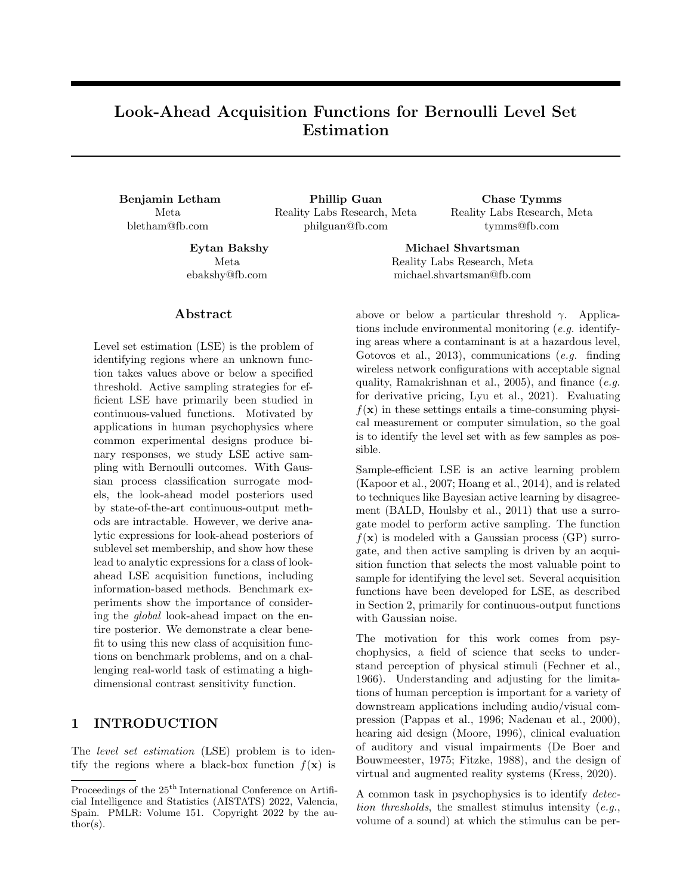# Look-Ahead Acquisition Functions for Bernoulli Level Set Estimation

**Benjamin Letham**
Meta
bletham@fb.com

**Phillip Guan**
Reality Labs Research, Meta
philguan@fb.com

**Chase Tymms**
Reality Labs Research, Meta
tymms@fb.com

**Eytan Bakshy**
Meta
ebakshy@fb.com

**Michael Shvartsman**
Reality Labs Research, Meta
michael.shvartsman@fb.com

## Abstract

Level set estimation (LSE) is the problem of identifying regions where an unknown function takes values above or below a specified threshold. Active sampling strategies for efficient LSE have primarily been studied in continuous-valued functions. Motivated by applications in human psychophysics where common experimental designs produce binary responses, we study LSE active sampling with Bernoulli outcomes. With Gaussian process classification surrogate models, the look-ahead model posteriors used by state-of-the-art continuous-output methods are intractable. However, we derive analytic expressions for look-ahead posteriors of sublevel set membership, and show how these lead to analytic expressions for a class of look-ahead LSE acquisition functions, including information-based methods. Benchmark experiments show the importance of considering the *global* look-ahead impact on the entire posterior. We demonstrate a clear benefit to using this new class of acquisition functions on benchmark problems, and on a challenging real-world task of estimating a high-dimensional contrast sensitivity function.

## 1 INTRODUCTION

The *level set estimation* (LSE) problem is to identify the regions where a black-box function $f(\mathbf{x})$ is above or below a particular threshold $\gamma$. Applications include environmental monitoring (*e.g.* identifying areas where a contaminant is at a hazardous level, Gotovos et al., 2013), communications (*e.g.* finding wireless network configurations with acceptable signal quality, Ramakrishnan et al., 2005), and finance (*e.g.* for derivative pricing, Lyu et al., 2021). Evaluating $f(\mathbf{x})$ in these settings entails a time-consuming physical measurement or computer simulation, so the goal is to identify the level set with as few samples as possible.

Sample-efficient LSE is an active learning problem (Kapoor et al., 2007; Hoang et al., 2014), and is related to techniques like Bayesian active learning by disagreement (BALD, Houlsby et al., 2011) that use a surrogate model to perform active sampling. The function $f(\mathbf{x})$ is modeled with a Gaussian process (GP) surrogate, and then active sampling is driven by an acquisition function that selects the most valuable point to sample for identifying the level set. Several acquisition functions have been developed for LSE, as described in Section 2, primarily for continuous-output functions with Gaussian noise.

The motivation for this work comes from psychophysics, a field of science that seeks to understand perception of physical stimuli (Fechner et al., 1966). Understanding and adjusting for the limitations of human perception is important for a variety of downstream applications including audio/visual compression (Pappas et al., 1996; Nadenau et al., 2000), hearing aid design (Moore, 1996), clinical evaluation of auditory and visual impairments (De Boer and Bouwmeester, 1975; Fitzke, 1988), and the design of virtual and augmented reality systems (Kress, 2020).

A common task in psychophysics is to identify *detection thresholds*, the smallest stimulus intensity (*e.g.*, volume of a sound) at which the stimulus can be per-

Proceedings of the 25[th] International Conference on Artificial Intelligence and Statistics (AISTATS) 2022, Valencia, Spain. PMLR: Volume 151. Copyright 2022 by the author(s).